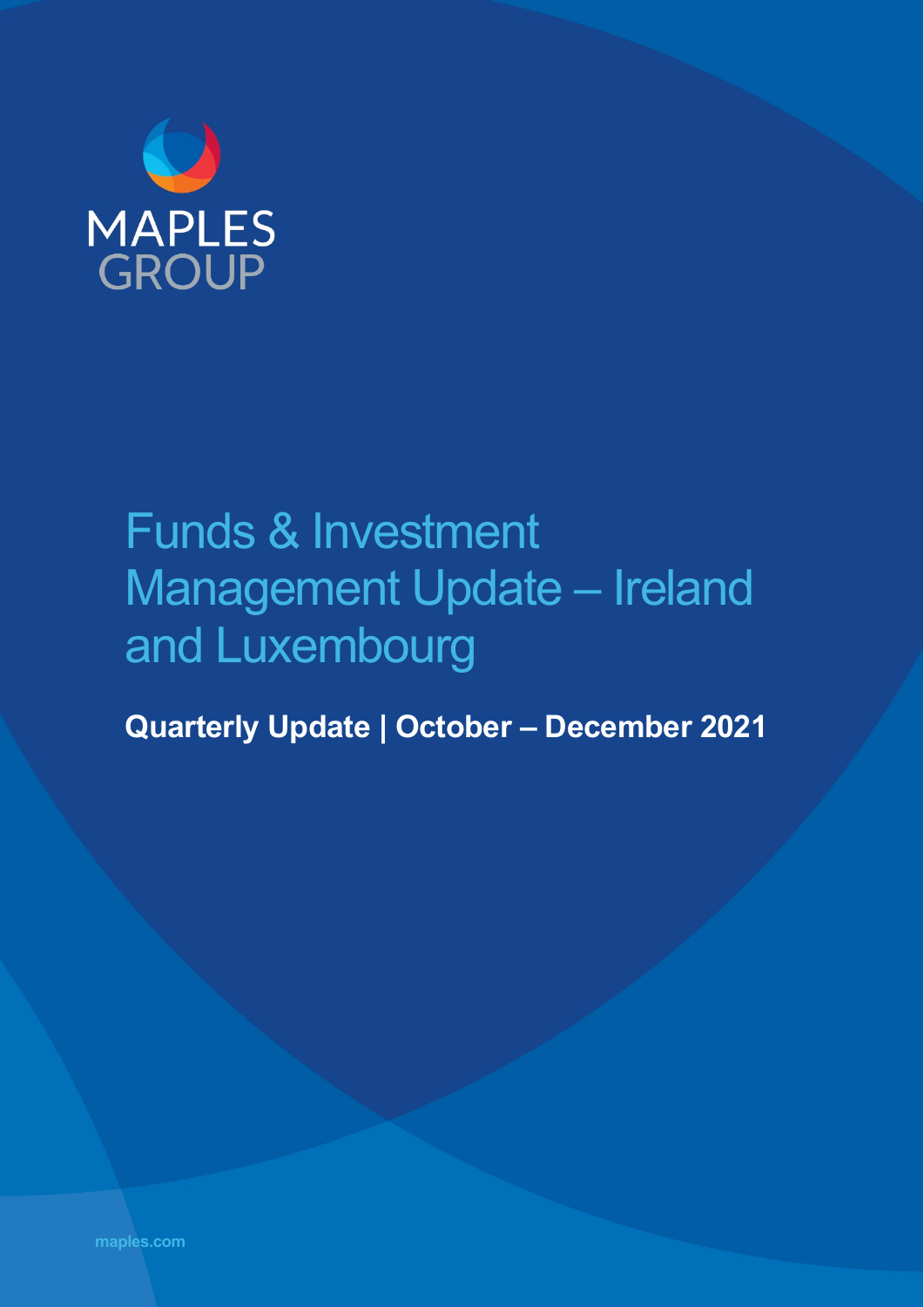MAPLES GROUP

# Funds & Investment Management Update – Ireland and Luxembourg

**Quarterly Update | October – December 2021**

maples.com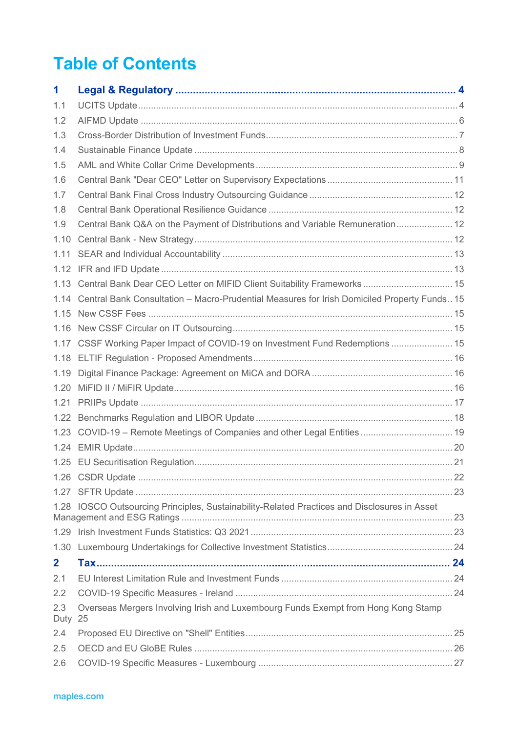# Table of Contents

**1 Legal & Regulatory 4**

1.1 UCITS Update 4

1.2 AIFMD Update 6

1.3 Cross-Border Distribution of Investment Funds 7

1.4 Sustainable Finance Update 8

1.5 AML and White Collar Crime Developments 9

1.6 Central Bank "Dear CEO" Letter on Supervisory Expectations 11

1.7 Central Bank Final Cross Industry Outsourcing Guidance 12

1.8 Central Bank Operational Resilience Guidance 12

1.9 Central Bank Q&A on the Payment of Distributions and Variable Remuneration 12

1.10 Central Bank - New Strategy 12

1.11 SEAR and Individual Accountability 13

1.12 IFR and IFD Update 13

1.13 Central Bank Dear CEO Letter on MIFID Client Suitability Frameworks 15

1.14 Central Bank Consultation – Macro-Prudential Measures for Irish Domiciled Property Funds 15

1.15 New CSSF Fees 15

1.16 New CSSF Circular on IT Outsourcing 15

1.17 CSSF Working Paper Impact of COVID-19 on Investment Fund Redemptions 15

1.18 ELTIF Regulation - Proposed Amendments 16

1.19 Digital Finance Package: Agreement on MiCA and DORA 16

1.20 MiFID II / MiFIR Update 16

1.21 PRIIPs Update 17

1.22 Benchmarks Regulation and LIBOR Update 18

1.23 COVID-19 – Remote Meetings of Companies and other Legal Entities 19

1.24 EMIR Update 20

1.25 EU Securitisation Regulation 21

1.26 CSDR Update 22

1.27 SFTR Update 23

1.28 IOSCO Outsourcing Principles, Sustainability-Related Practices and Disclosures in Asset Management and ESG Ratings 23

1.29 Irish Investment Funds Statistics: Q3 2021 23

1.30 Luxembourg Undertakings for Collective Investment Statistics 24

**2 Tax 24**

2.1 EU Interest Limitation Rule and Investment Funds 24

2.2 COVID-19 Specific Measures - Ireland 24

2.3 Overseas Mergers Involving Irish and Luxembourg Funds Exempt from Hong Kong Stamp Duty 25

2.4 Proposed EU Directive on "Shell" Entities 25

2.5 OECD and EU GloBE Rules 26

2.6 COVID-19 Specific Measures - Luxembourg 27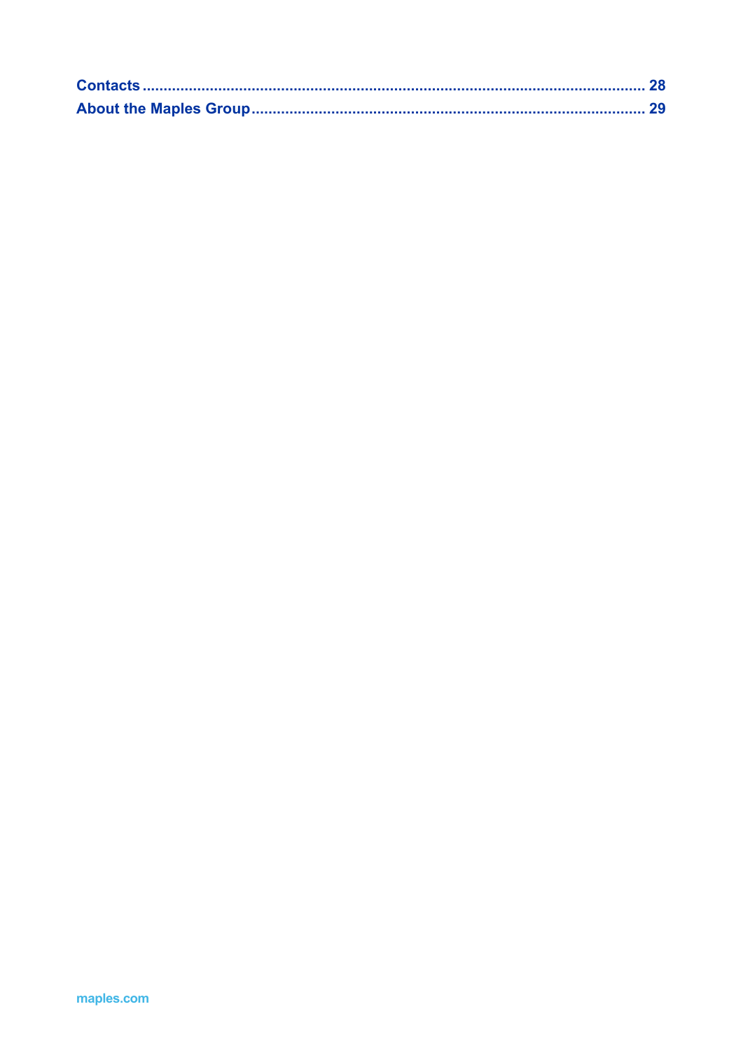**Contacts ........................................................................................................................ 28**

**About the Maples Group ............................................................................................ 29**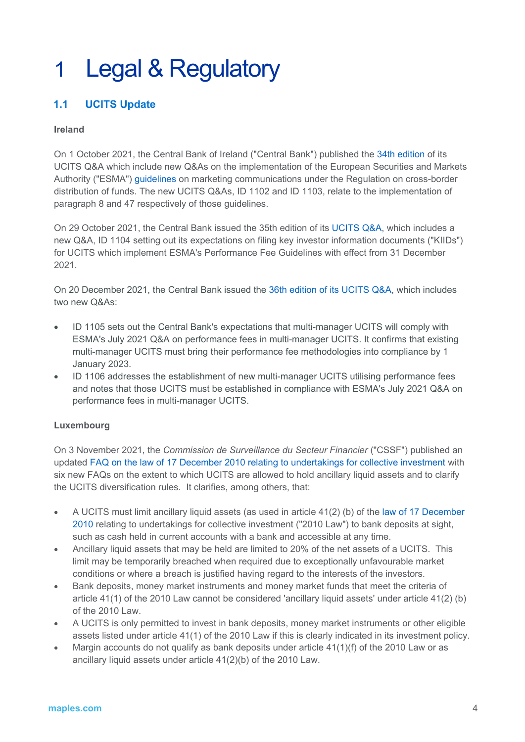# 1 Legal & Regulatory

## 1.1 UCITS Update

**Ireland**

On 1 October 2021, the Central Bank of Ireland ("Central Bank") published the 34th edition of its UCITS Q&A which include new Q&As on the implementation of the European Securities and Markets Authority ("ESMA") guidelines on marketing communications under the Regulation on cross-border distribution of funds. The new UCITS Q&As, ID 1102 and ID 1103, relate to the implementation of paragraph 8 and 47 respectively of those guidelines.

On 29 October 2021, the Central Bank issued the 35th edition of its UCITS Q&A, which includes a new Q&A, ID 1104 setting out its expectations on filing key investor information documents ("KIIDs") for UCITS which implement ESMA's Performance Fee Guidelines with effect from 31 December 2021.

On 20 December 2021, the Central Bank issued the 36th edition of its UCITS Q&A, which includes two new Q&As:

- ID 1105 sets out the Central Bank's expectations that multi-manager UCITS will comply with ESMA's July 2021 Q&A on performance fees in multi-manager UCITS. It confirms that existing multi-manager UCITS must bring their performance fee methodologies into compliance by 1 January 2023.
- ID 1106 addresses the establishment of new multi-manager UCITS utilising performance fees and notes that those UCITS must be established in compliance with ESMA's July 2021 Q&A on performance fees in multi-manager UCITS.

**Luxembourg**

On 3 November 2021, the *Commission de Surveillance du Secteur Financier* ("CSSF") published an updated FAQ on the law of 17 December 2010 relating to undertakings for collective investment with six new FAQs on the extent to which UCITS are allowed to hold ancillary liquid assets and to clarify the UCITS diversification rules. It clarifies, among others, that:

- A UCITS must limit ancillary liquid assets (as used in article 41(2) (b) of the law of 17 December 2010 relating to undertakings for collective investment ("2010 Law") to bank deposits at sight, such as cash held in current accounts with a bank and accessible at any time.
- Ancillary liquid assets that may be held are limited to 20% of the net assets of a UCITS. This limit may be temporarily breached when required due to exceptionally unfavourable market conditions or where a breach is justified having regard to the interests of the investors.
- Bank deposits, money market instruments and money market funds that meet the criteria of article 41(1) of the 2010 Law cannot be considered 'ancillary liquid assets' under article 41(2) (b) of the 2010 Law.
- A UCITS is only permitted to invest in bank deposits, money market instruments or other eligible assets listed under article 41(1) of the 2010 Law if this is clearly indicated in its investment policy.
- Margin accounts do not qualify as bank deposits under article 41(1)(f) of the 2010 Law or as ancillary liquid assets under article 41(2)(b) of the 2010 Law.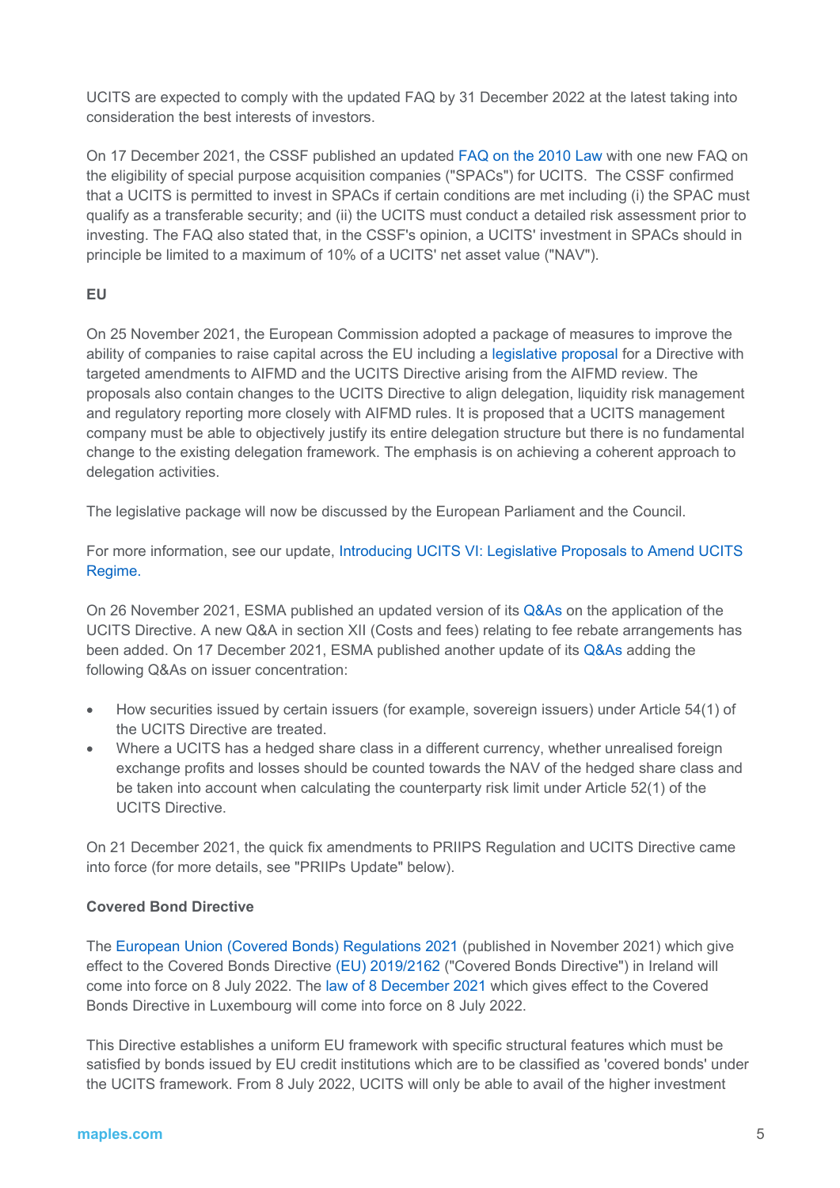UCITS are expected to comply with the updated FAQ by 31 December 2022 at the latest taking into consideration the best interests of investors.

On 17 December 2021, the CSSF published an updated FAQ on the 2010 Law with one new FAQ on the eligibility of special purpose acquisition companies ("SPACs") for UCITS. The CSSF confirmed that a UCITS is permitted to invest in SPACs if certain conditions are met including (i) the SPAC must qualify as a transferable security; and (ii) the UCITS must conduct a detailed risk assessment prior to investing. The FAQ also stated that, in the CSSF's opinion, a UCITS' investment in SPACs should in principle be limited to a maximum of 10% of a UCITS' net asset value ("NAV").

**EU**

On 25 November 2021, the European Commission adopted a package of measures to improve the ability of companies to raise capital across the EU including a legislative proposal for a Directive with targeted amendments to AIFMD and the UCITS Directive arising from the AIFMD review. The proposals also contain changes to the UCITS Directive to align delegation, liquidity risk management and regulatory reporting more closely with AIFMD rules. It is proposed that a UCITS management company must be able to objectively justify its entire delegation structure but there is no fundamental change to the existing delegation framework. The emphasis is on achieving a coherent approach to delegation activities.

The legislative package will now be discussed by the European Parliament and the Council.

For more information, see our update, Introducing UCITS VI: Legislative Proposals to Amend UCITS Regime.

On 26 November 2021, ESMA published an updated version of its Q&As on the application of the UCITS Directive. A new Q&A in section XII (Costs and fees) relating to fee rebate arrangements has been added. On 17 December 2021, ESMA published another update of its Q&As adding the following Q&As on issuer concentration:

- How securities issued by certain issuers (for example, sovereign issuers) under Article 54(1) of the UCITS Directive are treated.
- Where a UCITS has a hedged share class in a different currency, whether unrealised foreign exchange profits and losses should be counted towards the NAV of the hedged share class and be taken into account when calculating the counterparty risk limit under Article 52(1) of the UCITS Directive.

On 21 December 2021, the quick fix amendments to PRIIPS Regulation and UCITS Directive came into force (for more details, see "PRIIPs Update" below).

**Covered Bond Directive**

The European Union (Covered Bonds) Regulations 2021 (published in November 2021) which give effect to the Covered Bonds Directive (EU) 2019/2162 ("Covered Bonds Directive") in Ireland will come into force on 8 July 2022. The law of 8 December 2021 which gives effect to the Covered Bonds Directive in Luxembourg will come into force on 8 July 2022.

This Directive establishes a uniform EU framework with specific structural features which must be satisfied by bonds issued by EU credit institutions which are to be classified as 'covered bonds' under the UCITS framework. From 8 July 2022, UCITS will only be able to avail of the higher investment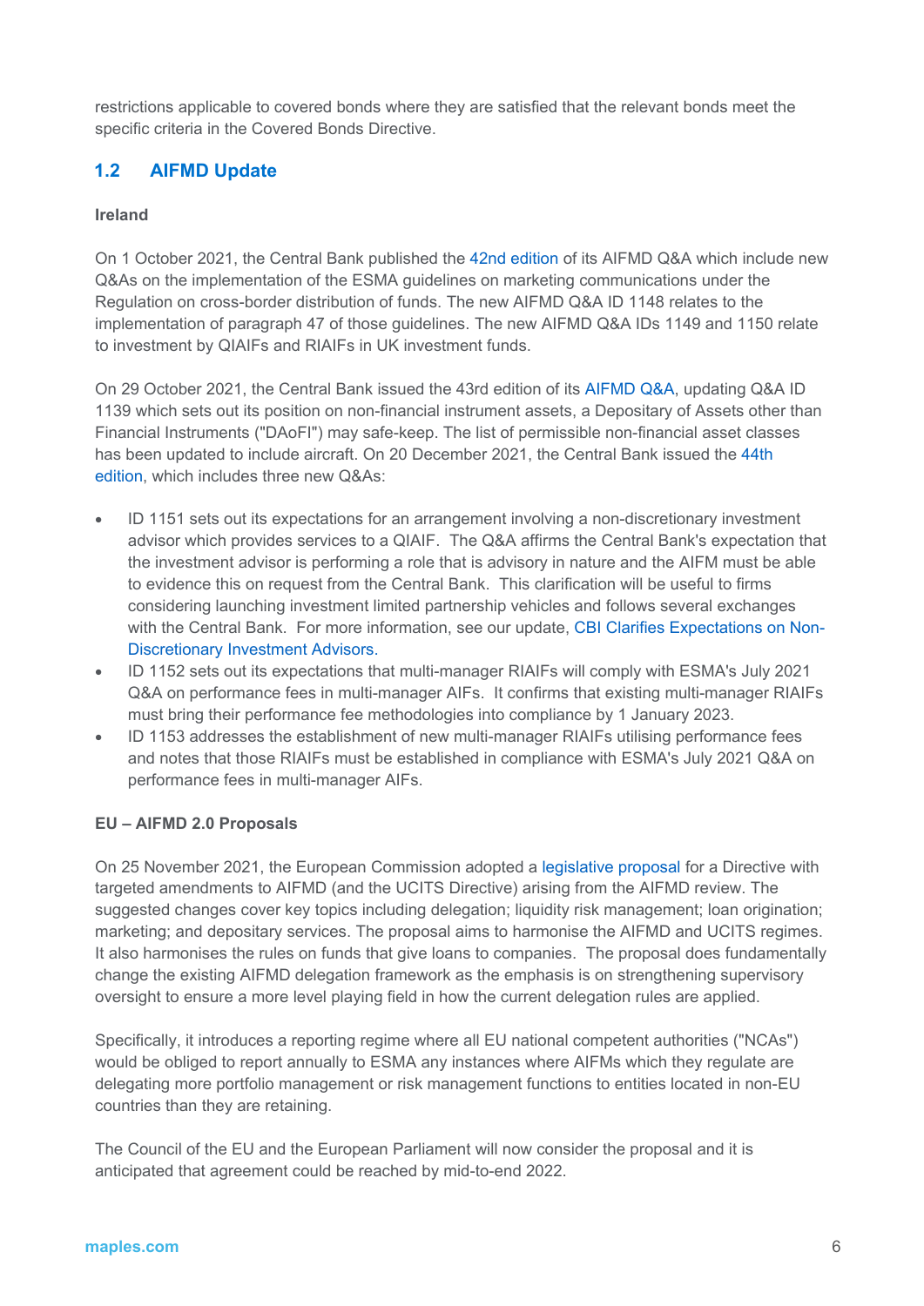restrictions applicable to covered bonds where they are satisfied that the relevant bonds meet the specific criteria in the Covered Bonds Directive.

## 1.2 AIFMD Update

**Ireland**

On 1 October 2021, the Central Bank published the 42nd edition of its AIFMD Q&A which include new Q&As on the implementation of the ESMA guidelines on marketing communications under the Regulation on cross-border distribution of funds. The new AIFMD Q&A ID 1148 relates to the implementation of paragraph 47 of those guidelines. The new AIFMD Q&A IDs 1149 and 1150 relate to investment by QIAIFs and RIAIFs in UK investment funds.

On 29 October 2021, the Central Bank issued the 43rd edition of its AIFMD Q&A, updating Q&A ID 1139 which sets out its position on non-financial instrument assets, a Depositary of Assets other than Financial Instruments ("DAoFI") may safe-keep. The list of permissible non-financial asset classes has been updated to include aircraft. On 20 December 2021, the Central Bank issued the 44th edition, which includes three new Q&As:

- ID 1151 sets out its expectations for an arrangement involving a non-discretionary investment advisor which provides services to a QIAIF. The Q&A affirms the Central Bank's expectation that the investment advisor is performing a role that is advisory in nature and the AIFM must be able to evidence this on request from the Central Bank. This clarification will be useful to firms considering launching investment limited partnership vehicles and follows several exchanges with the Central Bank. For more information, see our update, CBI Clarifies Expectations on Non-Discretionary Investment Advisors.
- ID 1152 sets out its expectations that multi-manager RIAIFs will comply with ESMA's July 2021 Q&A on performance fees in multi-manager AIFs. It confirms that existing multi-manager RIAIFs must bring their performance fee methodologies into compliance by 1 January 2023.
- ID 1153 addresses the establishment of new multi-manager RIAIFs utilising performance fees and notes that those RIAIFs must be established in compliance with ESMA's July 2021 Q&A on performance fees in multi-manager AIFs.

**EU – AIFMD 2.0 Proposals**

On 25 November 2021, the European Commission adopted a legislative proposal for a Directive with targeted amendments to AIFMD (and the UCITS Directive) arising from the AIFMD review. The suggested changes cover key topics including delegation; liquidity risk management; loan origination; marketing; and depositary services. The proposal aims to harmonise the AIFMD and UCITS regimes. It also harmonises the rules on funds that give loans to companies. The proposal does fundamentally change the existing AIFMD delegation framework as the emphasis is on strengthening supervisory oversight to ensure a more level playing field in how the current delegation rules are applied.

Specifically, it introduces a reporting regime where all EU national competent authorities ("NCAs") would be obliged to report annually to ESMA any instances where AIFMs which they regulate are delegating more portfolio management or risk management functions to entities located in non-EU countries than they are retaining.

The Council of the EU and the European Parliament will now consider the proposal and it is anticipated that agreement could be reached by mid-to-end 2022.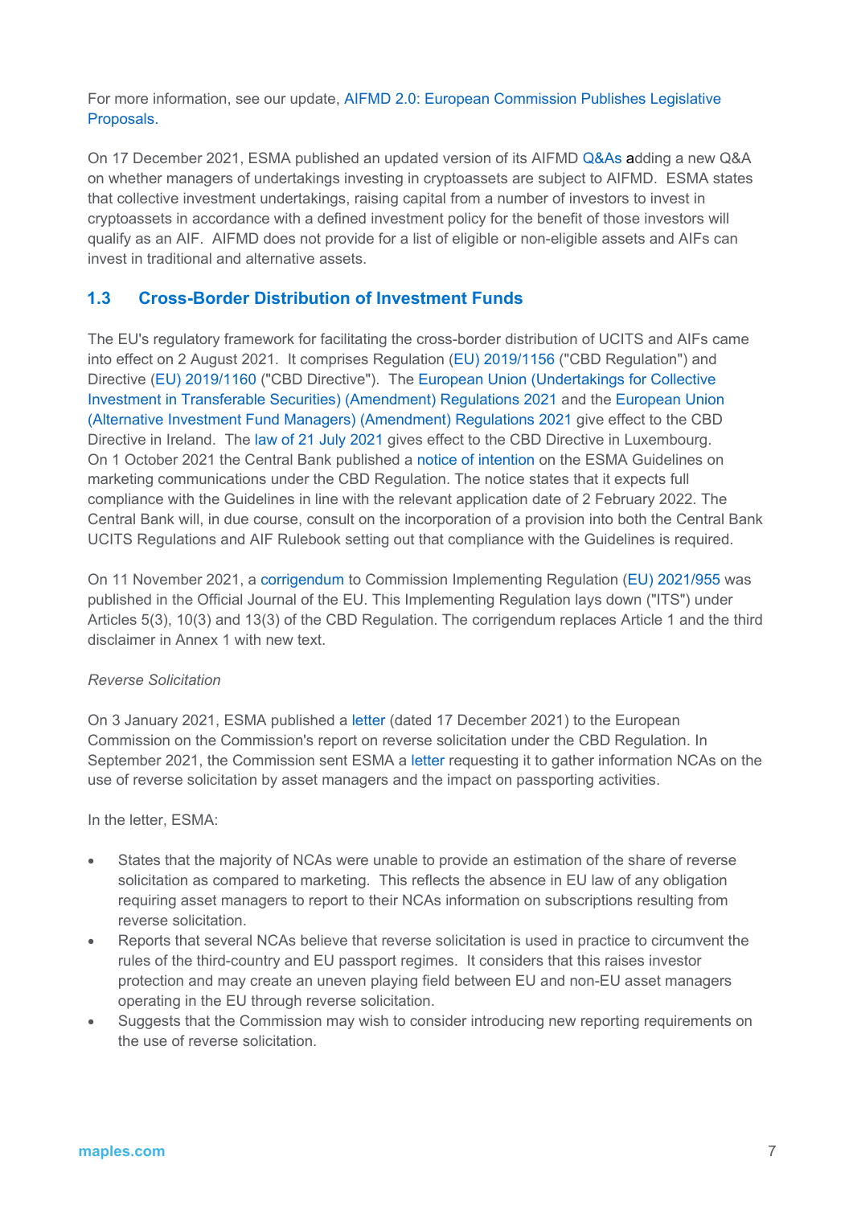For more information, see our update, AIFMD 2.0: European Commission Publishes Legislative Proposals.

On 17 December 2021, ESMA published an updated version of its AIFMD Q&As adding a new Q&A on whether managers of undertakings investing in cryptoassets are subject to AIFMD. ESMA states that collective investment undertakings, raising capital from a number of investors to invest in cryptoassets in accordance with a defined investment policy for the benefit of those investors will qualify as an AIF. AIFMD does not provide for a list of eligible or non-eligible assets and AIFs can invest in traditional and alternative assets.

## 1.3 Cross-Border Distribution of Investment Funds

The EU's regulatory framework for facilitating the cross-border distribution of UCITS and AIFs came into effect on 2 August 2021. It comprises Regulation (EU) 2019/1156 ("CBD Regulation") and Directive (EU) 2019/1160 ("CBD Directive"). The European Union (Undertakings for Collective Investment in Transferable Securities) (Amendment) Regulations 2021 and the European Union (Alternative Investment Fund Managers) (Amendment) Regulations 2021 give effect to the CBD Directive in Ireland. The law of 21 July 2021 gives effect to the CBD Directive in Luxembourg. On 1 October 2021 the Central Bank published a notice of intention on the ESMA Guidelines on marketing communications under the CBD Regulation. The notice states that it expects full compliance with the Guidelines in line with the relevant application date of 2 February 2022. The Central Bank will, in due course, consult on the incorporation of a provision into both the Central Bank UCITS Regulations and AIF Rulebook setting out that compliance with the Guidelines is required.

On 11 November 2021, a corrigendum to Commission Implementing Regulation (EU) 2021/955 was published in the Official Journal of the EU. This Implementing Regulation lays down ("ITS") under Articles 5(3), 10(3) and 13(3) of the CBD Regulation. The corrigendum replaces Article 1 and the third disclaimer in Annex 1 with new text.

*Reverse Solicitation*

On 3 January 2021, ESMA published a letter (dated 17 December 2021) to the European Commission on the Commission's report on reverse solicitation under the CBD Regulation. In September 2021, the Commission sent ESMA a letter requesting it to gather information NCAs on the use of reverse solicitation by asset managers and the impact on passporting activities.

In the letter, ESMA:

- States that the majority of NCAs were unable to provide an estimation of the share of reverse solicitation as compared to marketing. This reflects the absence in EU law of any obligation requiring asset managers to report to their NCAs information on subscriptions resulting from reverse solicitation.
- Reports that several NCAs believe that reverse solicitation is used in practice to circumvent the rules of the third-country and EU passport regimes. It considers that this raises investor protection and may create an uneven playing field between EU and non-EU asset managers operating in the EU through reverse solicitation.
- Suggests that the Commission may wish to consider introducing new reporting requirements on the use of reverse solicitation.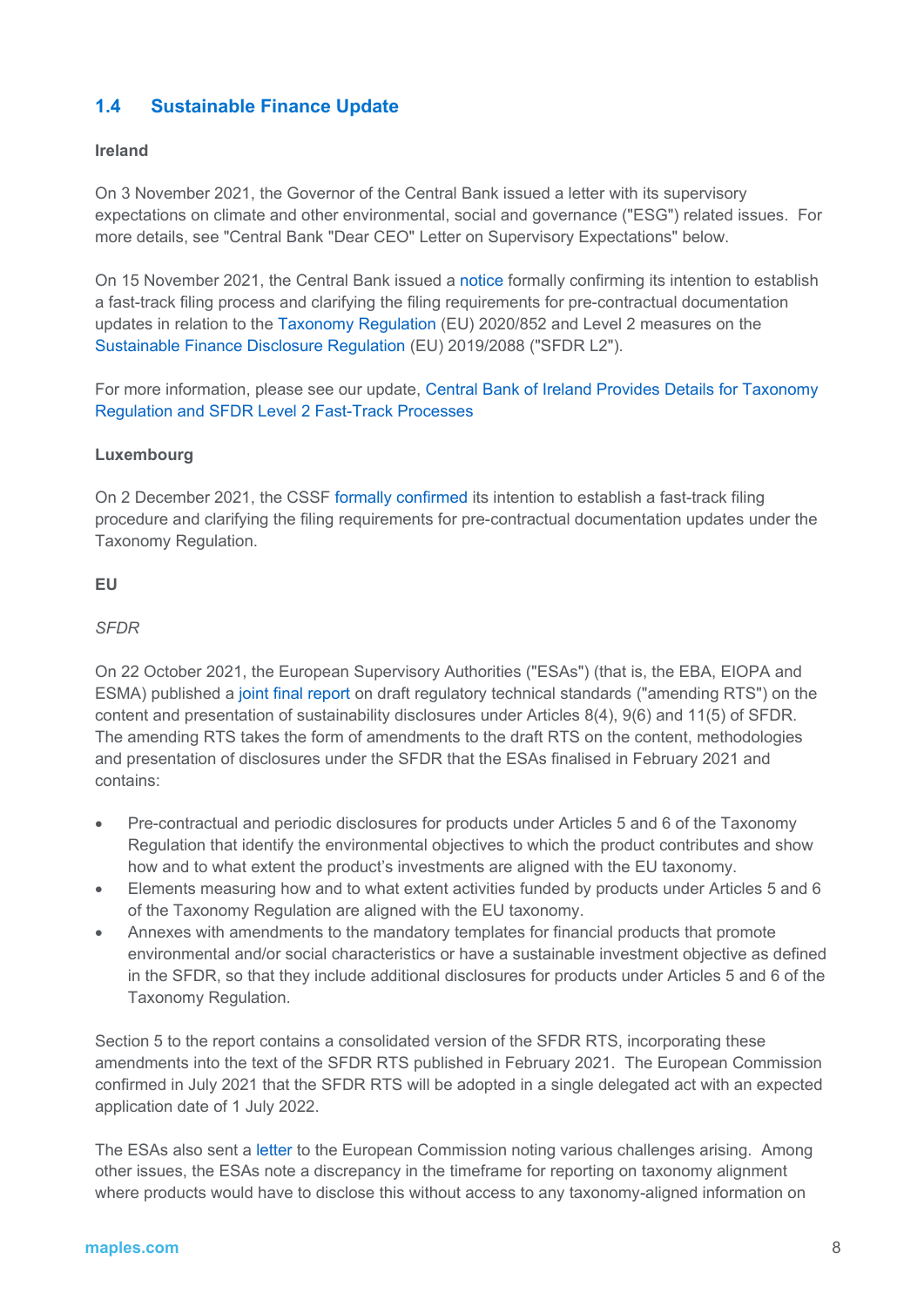## 1.4 Sustainable Finance Update

**Ireland**

On 3 November 2021, the Governor of the Central Bank issued a letter with its supervisory expectations on climate and other environmental, social and governance ("ESG") related issues. For more details, see "Central Bank "Dear CEO" Letter on Supervisory Expectations" below.

On 15 November 2021, the Central Bank issued a notice formally confirming its intention to establish a fast-track filing process and clarifying the filing requirements for pre-contractual documentation updates in relation to the Taxonomy Regulation (EU) 2020/852 and Level 2 measures on the Sustainable Finance Disclosure Regulation (EU) 2019/2088 ("SFDR L2").

For more information, please see our update, Central Bank of Ireland Provides Details for Taxonomy Regulation and SFDR Level 2 Fast-Track Processes

**Luxembourg**

On 2 December 2021, the CSSF formally confirmed its intention to establish a fast-track filing procedure and clarifying the filing requirements for pre-contractual documentation updates under the Taxonomy Regulation.

**EU**

*SFDR*

On 22 October 2021, the European Supervisory Authorities ("ESAs") (that is, the EBA, EIOPA and ESMA) published a joint final report on draft regulatory technical standards ("amending RTS") on the content and presentation of sustainability disclosures under Articles 8(4), 9(6) and 11(5) of SFDR. The amending RTS takes the form of amendments to the draft RTS on the content, methodologies and presentation of disclosures under the SFDR that the ESAs finalised in February 2021 and contains:

- Pre-contractual and periodic disclosures for products under Articles 5 and 6 of the Taxonomy Regulation that identify the environmental objectives to which the product contributes and show how and to what extent the product's investments are aligned with the EU taxonomy.
- Elements measuring how and to what extent activities funded by products under Articles 5 and 6 of the Taxonomy Regulation are aligned with the EU taxonomy.
- Annexes with amendments to the mandatory templates for financial products that promote environmental and/or social characteristics or have a sustainable investment objective as defined in the SFDR, so that they include additional disclosures for products under Articles 5 and 6 of the Taxonomy Regulation.

Section 5 to the report contains a consolidated version of the SFDR RTS, incorporating these amendments into the text of the SFDR RTS published in February 2021. The European Commission confirmed in July 2021 that the SFDR RTS will be adopted in a single delegated act with an expected application date of 1 July 2022.

The ESAs also sent a letter to the European Commission noting various challenges arising. Among other issues, the ESAs note a discrepancy in the timeframe for reporting on taxonomy alignment where products would have to disclose this without access to any taxonomy-aligned information on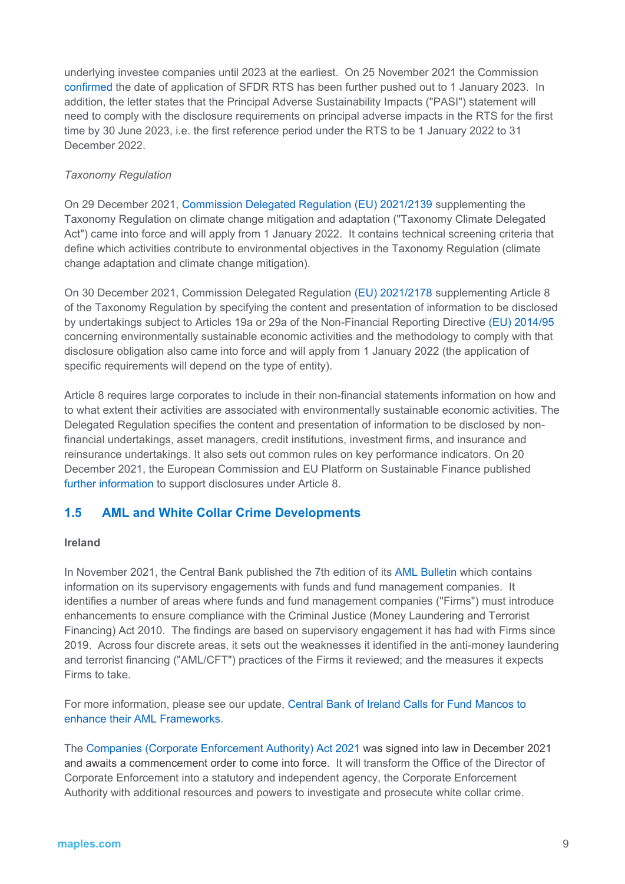underlying investee companies until 2023 at the earliest. On 25 November 2021 the Commission confirmed the date of application of SFDR RTS has been further pushed out to 1 January 2023. In addition, the letter states that the Principal Adverse Sustainability Impacts ("PASI") statement will need to comply with the disclosure requirements on principal adverse impacts in the RTS for the first time by 30 June 2023, i.e. the first reference period under the RTS to be 1 January 2022 to 31 December 2022.

*Taxonomy Regulation*

On 29 December 2021, Commission Delegated Regulation (EU) 2021/2139 supplementing the Taxonomy Regulation on climate change mitigation and adaptation ("Taxonomy Climate Delegated Act") came into force and will apply from 1 January 2022. It contains technical screening criteria that define which activities contribute to environmental objectives in the Taxonomy Regulation (climate change adaptation and climate change mitigation).

On 30 December 2021, Commission Delegated Regulation (EU) 2021/2178 supplementing Article 8 of the Taxonomy Regulation by specifying the content and presentation of information to be disclosed by undertakings subject to Articles 19a or 29a of the Non-Financial Reporting Directive (EU) 2014/95 concerning environmentally sustainable economic activities and the methodology to comply with that disclosure obligation also came into force and will apply from 1 January 2022 (the application of specific requirements will depend on the type of entity).

Article 8 requires large corporates to include in their non-financial statements information on how and to what extent their activities are associated with environmentally sustainable economic activities. The Delegated Regulation specifies the content and presentation of information to be disclosed by non-financial undertakings, asset managers, credit institutions, investment firms, and insurance and reinsurance undertakings. It also sets out common rules on key performance indicators. On 20 December 2021, the European Commission and EU Platform on Sustainable Finance published further information to support disclosures under Article 8.

## 1.5 AML and White Collar Crime Developments

**Ireland**

In November 2021, the Central Bank published the 7th edition of its AML Bulletin which contains information on its supervisory engagements with funds and fund management companies. It identifies a number of areas where funds and fund management companies ("Firms") must introduce enhancements to ensure compliance with the Criminal Justice (Money Laundering and Terrorist Financing) Act 2010. The findings are based on supervisory engagement it has had with Firms since 2019. Across four discrete areas, it sets out the weaknesses it identified in the anti-money laundering and terrorist financing ("AML/CFT") practices of the Firms it reviewed; and the measures it expects Firms to take.

For more information, please see our update, Central Bank of Ireland Calls for Fund Mancos to enhance their AML Frameworks.

The Companies (Corporate Enforcement Authority) Act 2021 was signed into law in December 2021 and awaits a commencement order to come into force. It will transform the Office of the Director of Corporate Enforcement into a statutory and independent agency, the Corporate Enforcement Authority with additional resources and powers to investigate and prosecute white collar crime.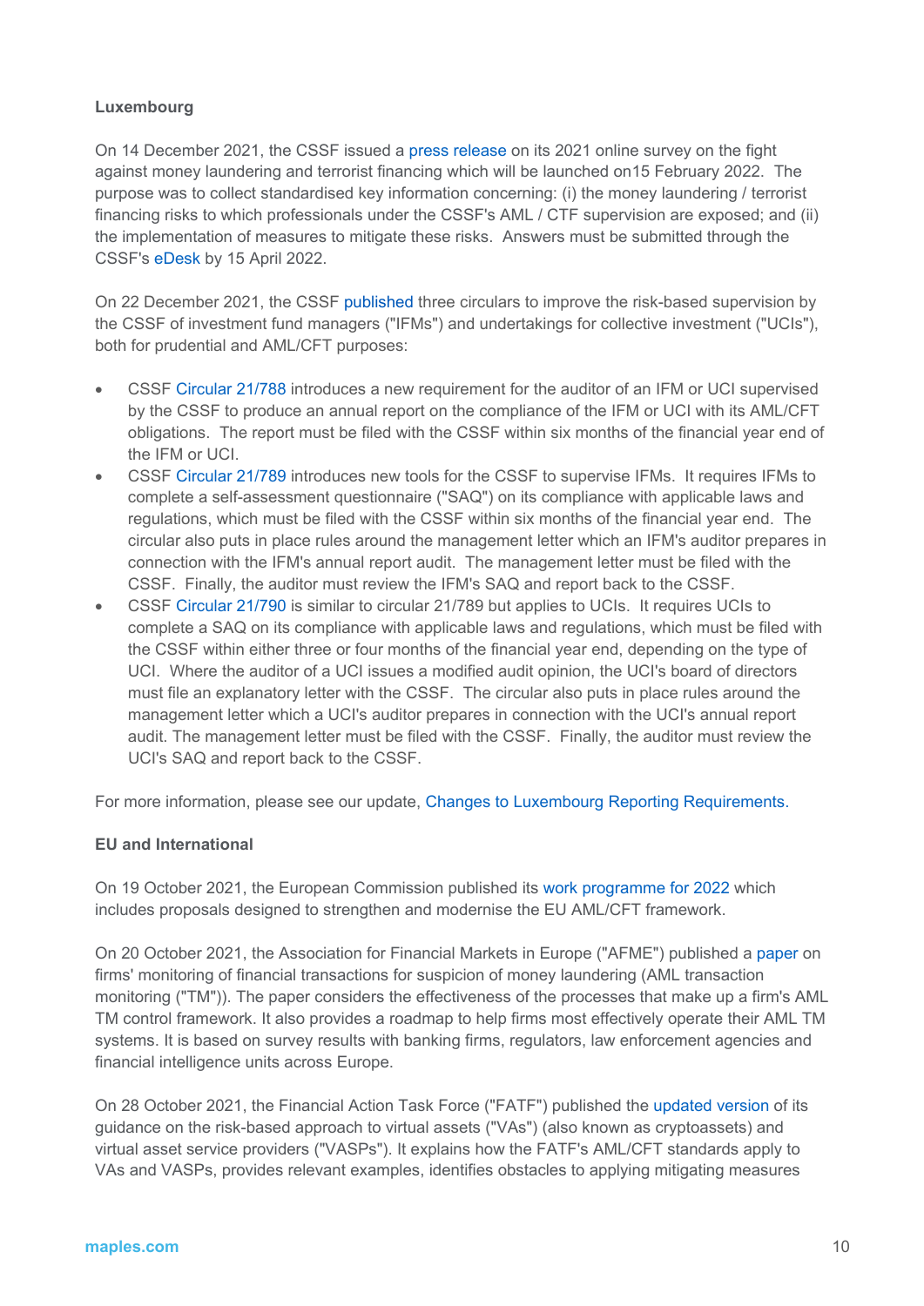**Luxembourg**

On 14 December 2021, the CSSF issued a press release on its 2021 online survey on the fight against money laundering and terrorist financing which will be launched on15 February 2022. The purpose was to collect standardised key information concerning: (i) the money laundering / terrorist financing risks to which professionals under the CSSF's AML / CTF supervision are exposed; and (ii) the implementation of measures to mitigate these risks. Answers must be submitted through the CSSF's eDesk by 15 April 2022.

On 22 December 2021, the CSSF published three circulars to improve the risk-based supervision by the CSSF of investment fund managers ("IFMs") and undertakings for collective investment ("UCIs"), both for prudential and AML/CFT purposes:

- CSSF Circular 21/788 introduces a new requirement for the auditor of an IFM or UCI supervised by the CSSF to produce an annual report on the compliance of the IFM or UCI with its AML/CFT obligations. The report must be filed with the CSSF within six months of the financial year end of the IFM or UCI.
- CSSF Circular 21/789 introduces new tools for the CSSF to supervise IFMs. It requires IFMs to complete a self-assessment questionnaire ("SAQ") on its compliance with applicable laws and regulations, which must be filed with the CSSF within six months of the financial year end. The circular also puts in place rules around the management letter which an IFM's auditor prepares in connection with the IFM's annual report audit. The management letter must be filed with the CSSF. Finally, the auditor must review the IFM's SAQ and report back to the CSSF.
- CSSF Circular 21/790 is similar to circular 21/789 but applies to UCIs. It requires UCIs to complete a SAQ on its compliance with applicable laws and regulations, which must be filed with the CSSF within either three or four months of the financial year end, depending on the type of UCI. Where the auditor of a UCI issues a modified audit opinion, the UCI's board of directors must file an explanatory letter with the CSSF. The circular also puts in place rules around the management letter which a UCI's auditor prepares in connection with the UCI's annual report audit. The management letter must be filed with the CSSF. Finally, the auditor must review the UCI's SAQ and report back to the CSSF.

For more information, please see our update, Changes to Luxembourg Reporting Requirements.

**EU and International**

On 19 October 2021, the European Commission published its work programme for 2022 which includes proposals designed to strengthen and modernise the EU AML/CFT framework.

On 20 October 2021, the Association for Financial Markets in Europe ("AFME") published a paper on firms' monitoring of financial transactions for suspicion of money laundering (AML transaction monitoring ("TM")). The paper considers the effectiveness of the processes that make up a firm's AML TM control framework. It also provides a roadmap to help firms most effectively operate their AML TM systems. It is based on survey results with banking firms, regulators, law enforcement agencies and financial intelligence units across Europe.

On 28 October 2021, the Financial Action Task Force ("FATF") published the updated version of its guidance on the risk-based approach to virtual assets ("VAs") (also known as cryptoassets) and virtual asset service providers ("VASPs"). It explains how the FATF's AML/CFT standards apply to VAs and VASPs, provides relevant examples, identifies obstacles to applying mitigating measures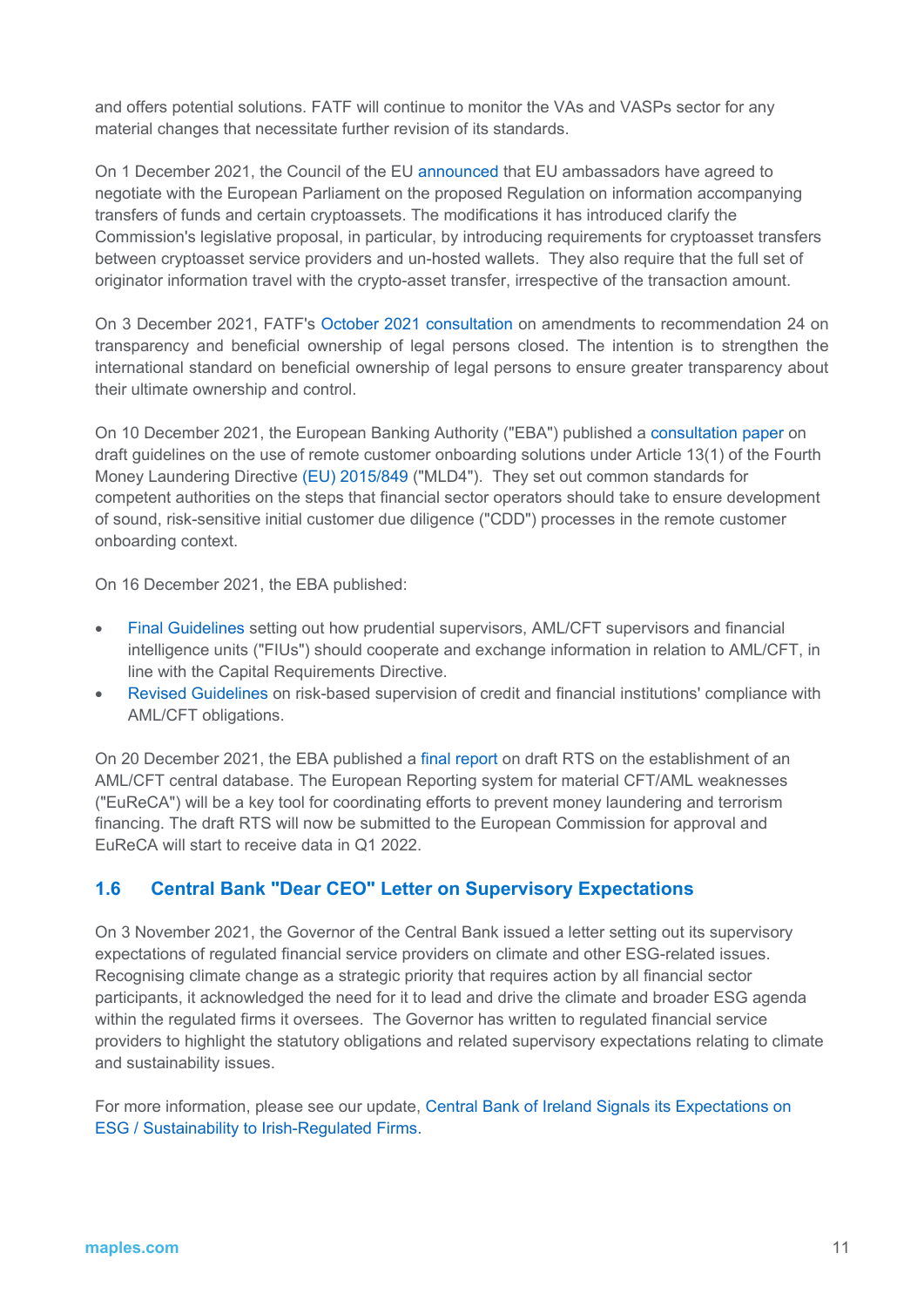and offers potential solutions. FATF will continue to monitor the VAs and VASPs sector for any material changes that necessitate further revision of its standards.

On 1 December 2021, the Council of the EU announced that EU ambassadors have agreed to negotiate with the European Parliament on the proposed Regulation on information accompanying transfers of funds and certain cryptoassets. The modifications it has introduced clarify the Commission's legislative proposal, in particular, by introducing requirements for cryptoasset transfers between cryptoasset service providers and un-hosted wallets. They also require that the full set of originator information travel with the crypto-asset transfer, irrespective of the transaction amount.

On 3 December 2021, FATF's October 2021 consultation on amendments to recommendation 24 on transparency and beneficial ownership of legal persons closed. The intention is to strengthen the international standard on beneficial ownership of legal persons to ensure greater transparency about their ultimate ownership and control.

On 10 December 2021, the European Banking Authority ("EBA") published a consultation paper on draft guidelines on the use of remote customer onboarding solutions under Article 13(1) of the Fourth Money Laundering Directive (EU) 2015/849 ("MLD4"). They set out common standards for competent authorities on the steps that financial sector operators should take to ensure development of sound, risk-sensitive initial customer due diligence ("CDD") processes in the remote customer onboarding context.

On 16 December 2021, the EBA published:

- Final Guidelines setting out how prudential supervisors, AML/CFT supervisors and financial intelligence units ("FIUs") should cooperate and exchange information in relation to AML/CFT, in line with the Capital Requirements Directive.
- Revised Guidelines on risk-based supervision of credit and financial institutions' compliance with AML/CFT obligations.

On 20 December 2021, the EBA published a final report on draft RTS on the establishment of an AML/CFT central database. The European Reporting system for material CFT/AML weaknesses ("EuReCA") will be a key tool for coordinating efforts to prevent money laundering and terrorism financing. The draft RTS will now be submitted to the European Commission for approval and EuReCA will start to receive data in Q1 2022.

## 1.6 Central Bank "Dear CEO" Letter on Supervisory Expectations

On 3 November 2021, the Governor of the Central Bank issued a letter setting out its supervisory expectations of regulated financial service providers on climate and other ESG-related issues. Recognising climate change as a strategic priority that requires action by all financial sector participants, it acknowledged the need for it to lead and drive the climate and broader ESG agenda within the regulated firms it oversees. The Governor has written to regulated financial service providers to highlight the statutory obligations and related supervisory expectations relating to climate and sustainability issues.

For more information, please see our update, Central Bank of Ireland Signals its Expectations on ESG / Sustainability to Irish-Regulated Firms.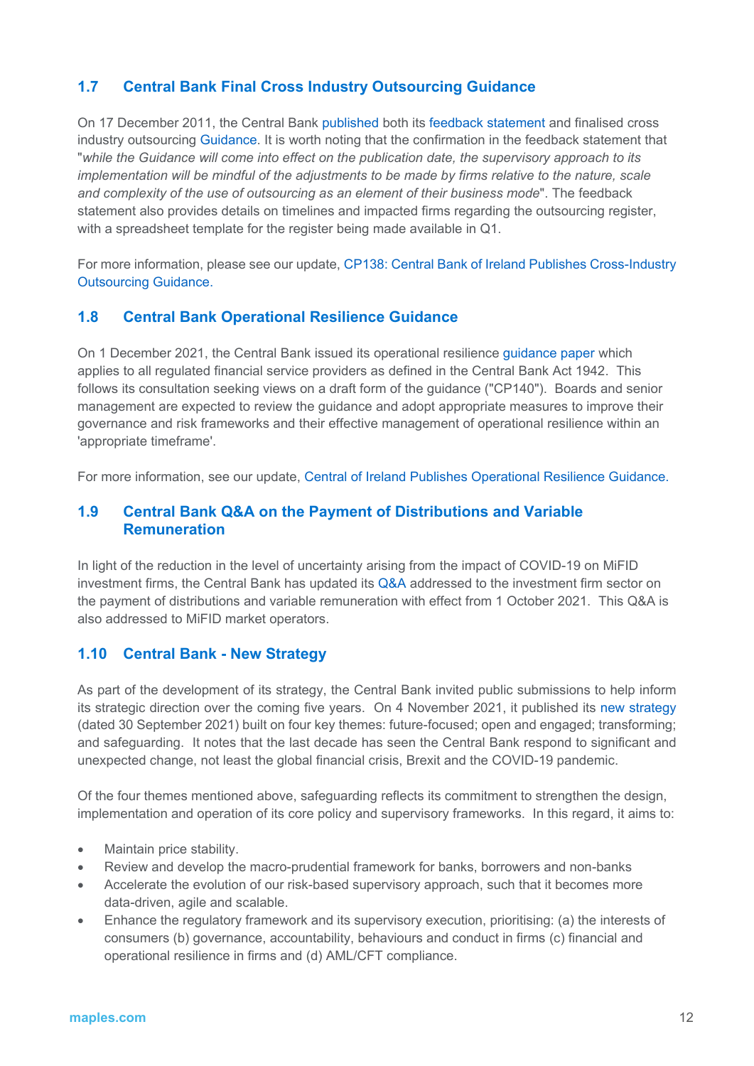## 1.7 Central Bank Final Cross Industry Outsourcing Guidance

On 17 December 2011, the Central Bank published both its feedback statement and finalised cross industry outsourcing Guidance. It is worth noting that the confirmation in the feedback statement that "*while the Guidance will come into effect on the publication date, the supervisory approach to its implementation will be mindful of the adjustments to be made by firms relative to the nature, scale and complexity of the use of outsourcing as an element of their business mode*". The feedback statement also provides details on timelines and impacted firms regarding the outsourcing register, with a spreadsheet template for the register being made available in Q1.

For more information, please see our update, CP138: Central Bank of Ireland Publishes Cross-Industry Outsourcing Guidance.

## 1.8 Central Bank Operational Resilience Guidance

On 1 December 2021, the Central Bank issued its operational resilience guidance paper which applies to all regulated financial service providers as defined in the Central Bank Act 1942. This follows its consultation seeking views on a draft form of the guidance ("CP140"). Boards and senior management are expected to review the guidance and adopt appropriate measures to improve their governance and risk frameworks and their effective management of operational resilience within an 'appropriate timeframe'.

For more information, see our update, Central of Ireland Publishes Operational Resilience Guidance.

## 1.9 Central Bank Q&A on the Payment of Distributions and Variable Remuneration

In light of the reduction in the level of uncertainty arising from the impact of COVID-19 on MiFID investment firms, the Central Bank has updated its Q&A addressed to the investment firm sector on the payment of distributions and variable remuneration with effect from 1 October 2021. This Q&A is also addressed to MiFID market operators.

## 1.10 Central Bank - New Strategy

As part of the development of its strategy, the Central Bank invited public submissions to help inform its strategic direction over the coming five years. On 4 November 2021, it published its new strategy (dated 30 September 2021) built on four key themes: future-focused; open and engaged; transforming; and safeguarding. It notes that the last decade has seen the Central Bank respond to significant and unexpected change, not least the global financial crisis, Brexit and the COVID-19 pandemic.

Of the four themes mentioned above, safeguarding reflects its commitment to strengthen the design, implementation and operation of its core policy and supervisory frameworks. In this regard, it aims to:

- Maintain price stability.
- Review and develop the macro-prudential framework for banks, borrowers and non-banks
- Accelerate the evolution of our risk-based supervisory approach, such that it becomes more data-driven, agile and scalable.
- Enhance the regulatory framework and its supervisory execution, prioritising: (a) the interests of consumers (b) governance, accountability, behaviours and conduct in firms (c) financial and operational resilience in firms and (d) AML/CFT compliance.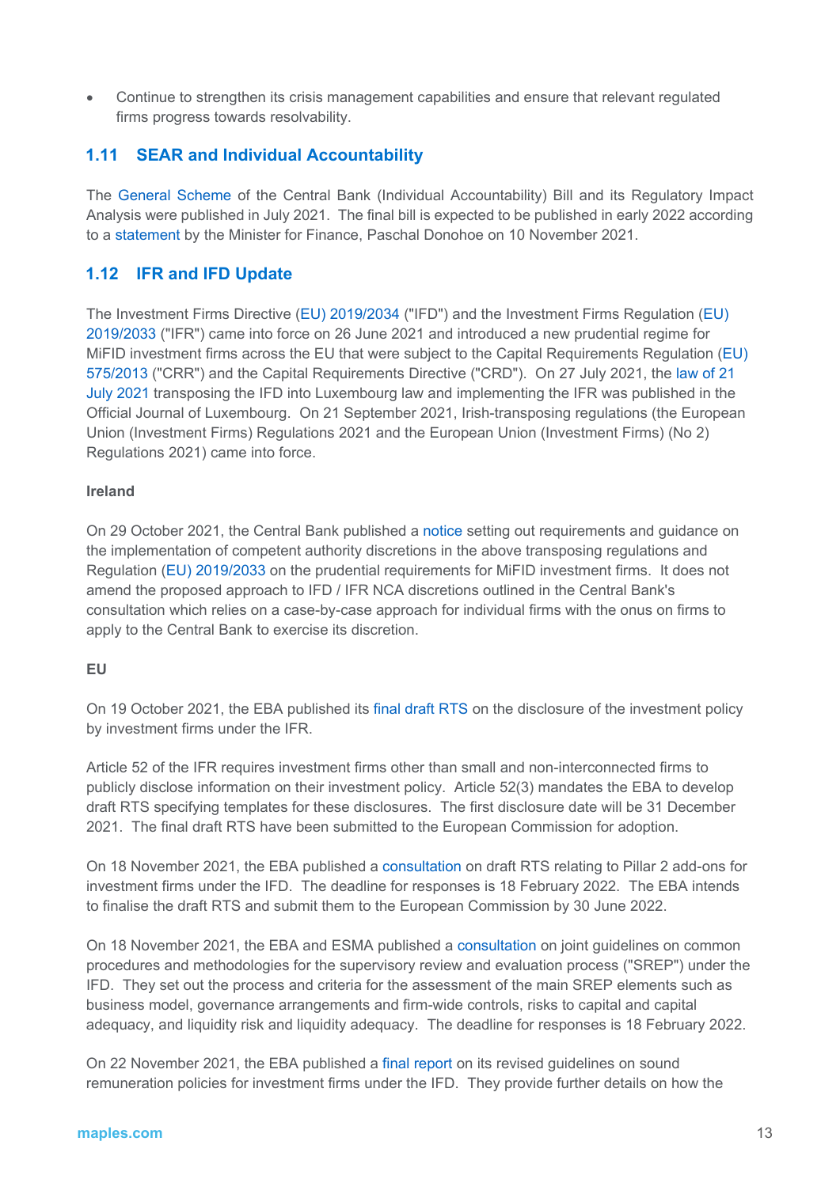- Continue to strengthen its crisis management capabilities and ensure that relevant regulated firms progress towards resolvability.

## 1.11 SEAR and Individual Accountability

The General Scheme of the Central Bank (Individual Accountability) Bill and its Regulatory Impact Analysis were published in July 2021. The final bill is expected to be published in early 2022 according to a statement by the Minister for Finance, Paschal Donohoe on 10 November 2021.

## 1.12 IFR and IFD Update

The Investment Firms Directive (EU) 2019/2034 ("IFD") and the Investment Firms Regulation (EU) 2019/2033 ("IFR") came into force on 26 June 2021 and introduced a new prudential regime for MiFID investment firms across the EU that were subject to the Capital Requirements Regulation (EU) 575/2013 ("CRR") and the Capital Requirements Directive ("CRD"). On 27 July 2021, the law of 21 July 2021 transposing the IFD into Luxembourg law and implementing the IFR was published in the Official Journal of Luxembourg. On 21 September 2021, Irish-transposing regulations (the European Union (Investment Firms) Regulations 2021 and the European Union (Investment Firms) (No 2) Regulations 2021) came into force.

**Ireland**

On 29 October 2021, the Central Bank published a notice setting out requirements and guidance on the implementation of competent authority discretions in the above transposing regulations and Regulation (EU) 2019/2033 on the prudential requirements for MiFID investment firms. It does not amend the proposed approach to IFD / IFR NCA discretions outlined in the Central Bank's consultation which relies on a case-by-case approach for individual firms with the onus on firms to apply to the Central Bank to exercise its discretion.

**EU**

On 19 October 2021, the EBA published its final draft RTS on the disclosure of the investment policy by investment firms under the IFR.

Article 52 of the IFR requires investment firms other than small and non-interconnected firms to publicly disclose information on their investment policy. Article 52(3) mandates the EBA to develop draft RTS specifying templates for these disclosures. The first disclosure date will be 31 December 2021. The final draft RTS have been submitted to the European Commission for adoption.

On 18 November 2021, the EBA published a consultation on draft RTS relating to Pillar 2 add-ons for investment firms under the IFD. The deadline for responses is 18 February 2022. The EBA intends to finalise the draft RTS and submit them to the European Commission by 30 June 2022.

On 18 November 2021, the EBA and ESMA published a consultation on joint guidelines on common procedures and methodologies for the supervisory review and evaluation process ("SREP") under the IFD. They set out the process and criteria for the assessment of the main SREP elements such as business model, governance arrangements and firm-wide controls, risks to capital and capital adequacy, and liquidity risk and liquidity adequacy. The deadline for responses is 18 February 2022.

On 22 November 2021, the EBA published a final report on its revised guidelines on sound remuneration policies for investment firms under the IFD. They provide further details on how the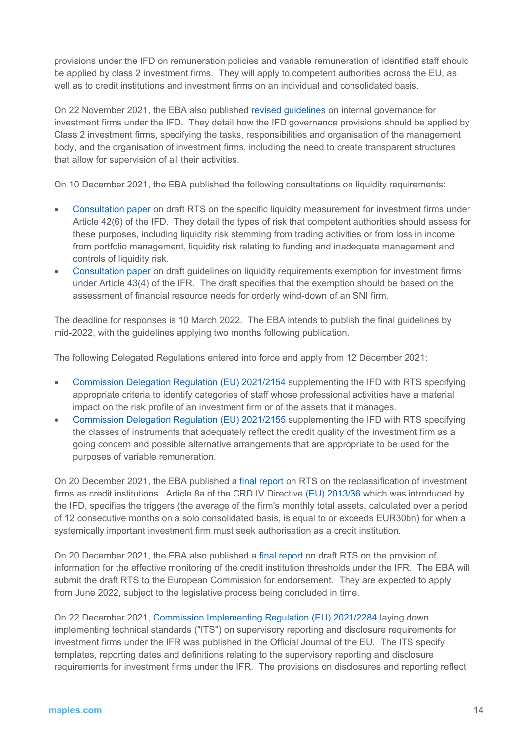provisions under the IFD on remuneration policies and variable remuneration of identified staff should be applied by class 2 investment firms. They will apply to competent authorities across the EU, as well as to credit institutions and investment firms on an individual and consolidated basis.

On 22 November 2021, the EBA also published revised guidelines on internal governance for investment firms under the IFD. They detail how the IFD governance provisions should be applied by Class 2 investment firms, specifying the tasks, responsibilities and organisation of the management body, and the organisation of investment firms, including the need to create transparent structures that allow for supervision of all their activities.

On 10 December 2021, the EBA published the following consultations on liquidity requirements:

- Consultation paper on draft RTS on the specific liquidity measurement for investment firms under Article 42(6) of the IFD. They detail the types of risk that competent authorities should assess for these purposes, including liquidity risk stemming from trading activities or from loss in income from portfolio management, liquidity risk relating to funding and inadequate management and controls of liquidity risk.
- Consultation paper on draft guidelines on liquidity requirements exemption for investment firms under Article 43(4) of the IFR. The draft specifies that the exemption should be based on the assessment of financial resource needs for orderly wind-down of an SNI firm.

The deadline for responses is 10 March 2022. The EBA intends to publish the final guidelines by mid-2022, with the guidelines applying two months following publication.

The following Delegated Regulations entered into force and apply from 12 December 2021:

- Commission Delegation Regulation (EU) 2021/2154 supplementing the IFD with RTS specifying appropriate criteria to identify categories of staff whose professional activities have a material impact on the risk profile of an investment firm or of the assets that it manages.
- Commission Delegation Regulation (EU) 2021/2155 supplementing the IFD with RTS specifying the classes of instruments that adequately reflect the credit quality of the investment firm as a going concern and possible alternative arrangements that are appropriate to be used for the purposes of variable remuneration.

On 20 December 2021, the EBA published a final report on RTS on the reclassification of investment firms as credit institutions. Article 8a of the CRD IV Directive (EU) 2013/36 which was introduced by the IFD, specifies the triggers (the average of the firm's monthly total assets, calculated over a period of 12 consecutive months on a solo consolidated basis, is equal to or exceeds EUR30bn) for when a systemically important investment firm must seek authorisation as a credit institution.

On 20 December 2021, the EBA also published a final report on draft RTS on the provision of information for the effective monitoring of the credit institution thresholds under the IFR. The EBA will submit the draft RTS to the European Commission for endorsement. They are expected to apply from June 2022, subject to the legislative process being concluded in time.

On 22 December 2021, Commission Implementing Regulation (EU) 2021/2284 laying down implementing technical standards ("ITS") on supervisory reporting and disclosure requirements for investment firms under the IFR was published in the Official Journal of the EU. The ITS specify templates, reporting dates and definitions relating to the supervisory reporting and disclosure requirements for investment firms under the IFR. The provisions on disclosures and reporting reflect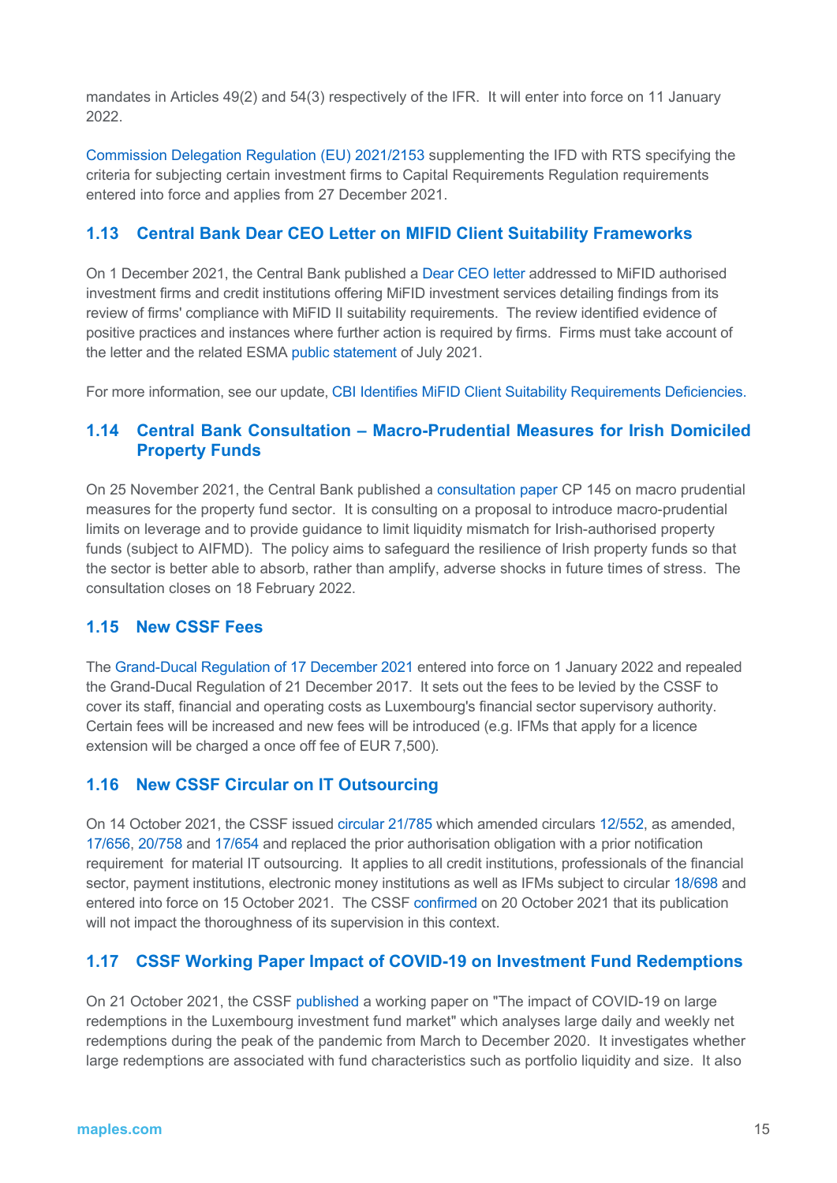mandates in Articles 49(2) and 54(3) respectively of the IFR. It will enter into force on 11 January 2022.

Commission Delegation Regulation (EU) 2021/2153 supplementing the IFD with RTS specifying the criteria for subjecting certain investment firms to Capital Requirements Regulation requirements entered into force and applies from 27 December 2021.

### 1.13 Central Bank Dear CEO Letter on MIFID Client Suitability Frameworks

On 1 December 2021, the Central Bank published a Dear CEO letter addressed to MiFID authorised investment firms and credit institutions offering MiFID investment services detailing findings from its review of firms' compliance with MiFID II suitability requirements. The review identified evidence of positive practices and instances where further action is required by firms. Firms must take account of the letter and the related ESMA public statement of July 2021.

For more information, see our update, CBI Identifies MiFID Client Suitability Requirements Deficiencies.

### 1.14 Central Bank Consultation – Macro-Prudential Measures for Irish Domiciled Property Funds

On 25 November 2021, the Central Bank published a consultation paper CP 145 on macro prudential measures for the property fund sector. It is consulting on a proposal to introduce macro-prudential limits on leverage and to provide guidance to limit liquidity mismatch for Irish-authorised property funds (subject to AIFMD). The policy aims to safeguard the resilience of Irish property funds so that the sector is better able to absorb, rather than amplify, adverse shocks in future times of stress. The consultation closes on 18 February 2022.

### 1.15 New CSSF Fees

The Grand-Ducal Regulation of 17 December 2021 entered into force on 1 January 2022 and repealed the Grand-Ducal Regulation of 21 December 2017. It sets out the fees to be levied by the CSSF to cover its staff, financial and operating costs as Luxembourg's financial sector supervisory authority. Certain fees will be increased and new fees will be introduced (e.g. IFMs that apply for a licence extension will be charged a once off fee of EUR 7,500).

### 1.16 New CSSF Circular on IT Outsourcing

On 14 October 2021, the CSSF issued circular 21/785 which amended circulars 12/552, as amended, 17/656, 20/758 and 17/654 and replaced the prior authorisation obligation with a prior notification requirement for material IT outsourcing. It applies to all credit institutions, professionals of the financial sector, payment institutions, electronic money institutions as well as IFMs subject to circular 18/698 and entered into force on 15 October 2021. The CSSF confirmed on 20 October 2021 that its publication will not impact the thoroughness of its supervision in this context.

### 1.17 CSSF Working Paper Impact of COVID-19 on Investment Fund Redemptions

On 21 October 2021, the CSSF published a working paper on "The impact of COVID-19 on large redemptions in the Luxembourg investment fund market" which analyses large daily and weekly net redemptions during the peak of the pandemic from March to December 2020. It investigates whether large redemptions are associated with fund characteristics such as portfolio liquidity and size. It also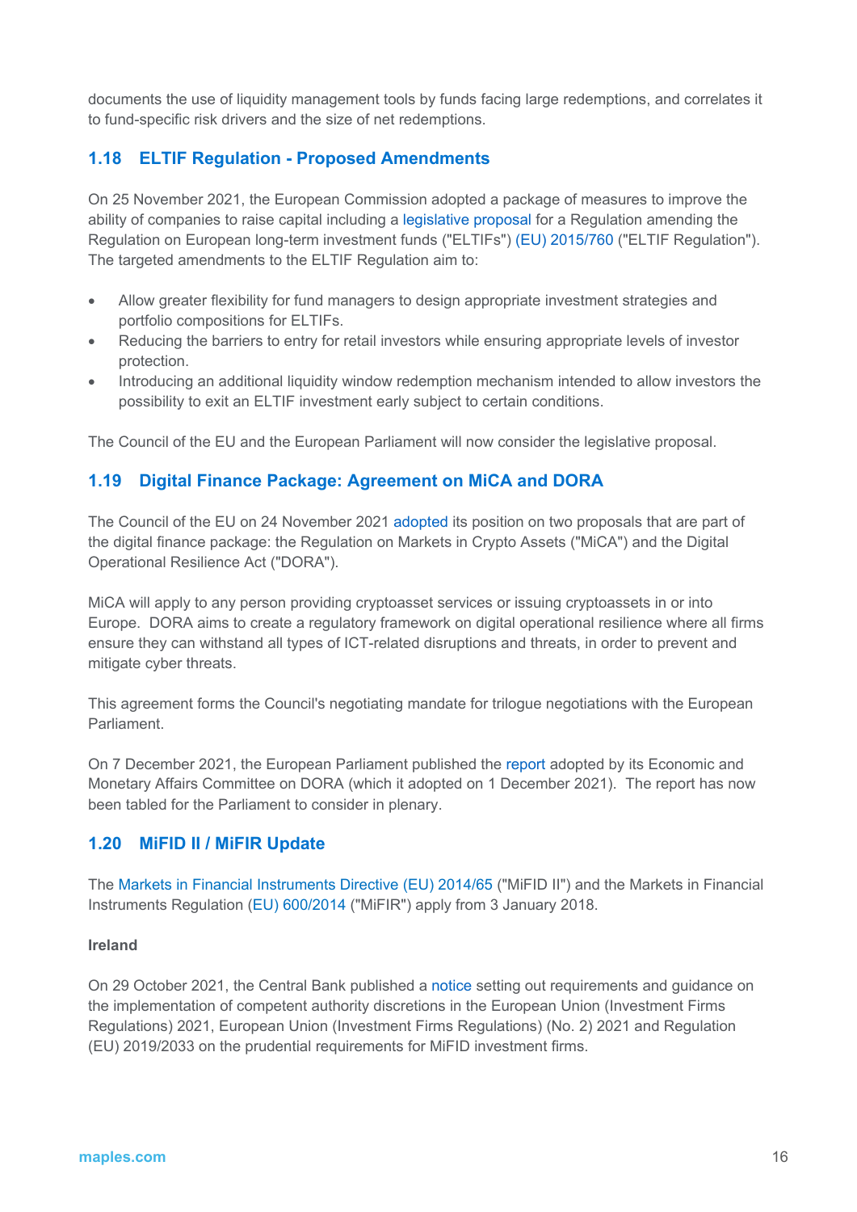documents the use of liquidity management tools by funds facing large redemptions, and correlates it to fund-specific risk drivers and the size of net redemptions.

## 1.18 ELTIF Regulation - Proposed Amendments

On 25 November 2021, the European Commission adopted a package of measures to improve the ability of companies to raise capital including a legislative proposal for a Regulation amending the Regulation on European long-term investment funds ("ELTIFs") (EU) 2015/760 ("ELTIF Regulation"). The targeted amendments to the ELTIF Regulation aim to:

- Allow greater flexibility for fund managers to design appropriate investment strategies and portfolio compositions for ELTIFs.
- Reducing the barriers to entry for retail investors while ensuring appropriate levels of investor protection.
- Introducing an additional liquidity window redemption mechanism intended to allow investors the possibility to exit an ELTIF investment early subject to certain conditions.

The Council of the EU and the European Parliament will now consider the legislative proposal.

## 1.19 Digital Finance Package: Agreement on MiCA and DORA

The Council of the EU on 24 November 2021 adopted its position on two proposals that are part of the digital finance package: the Regulation on Markets in Crypto Assets ("MiCA") and the Digital Operational Resilience Act ("DORA").

MiCA will apply to any person providing cryptoasset services or issuing cryptoassets in or into Europe. DORA aims to create a regulatory framework on digital operational resilience where all firms ensure they can withstand all types of ICT-related disruptions and threats, in order to prevent and mitigate cyber threats.

This agreement forms the Council's negotiating mandate for trilogue negotiations with the European Parliament.

On 7 December 2021, the European Parliament published the report adopted by its Economic and Monetary Affairs Committee on DORA (which it adopted on 1 December 2021). The report has now been tabled for the Parliament to consider in plenary.

## 1.20 MiFID II / MiFIR Update

The Markets in Financial Instruments Directive (EU) 2014/65 ("MiFID II") and the Markets in Financial Instruments Regulation (EU) 600/2014 ("MiFIR") apply from 3 January 2018.

**Ireland**

On 29 October 2021, the Central Bank published a notice setting out requirements and guidance on the implementation of competent authority discretions in the European Union (Investment Firms Regulations) 2021, European Union (Investment Firms Regulations) (No. 2) 2021 and Regulation (EU) 2019/2033 on the prudential requirements for MiFID investment firms.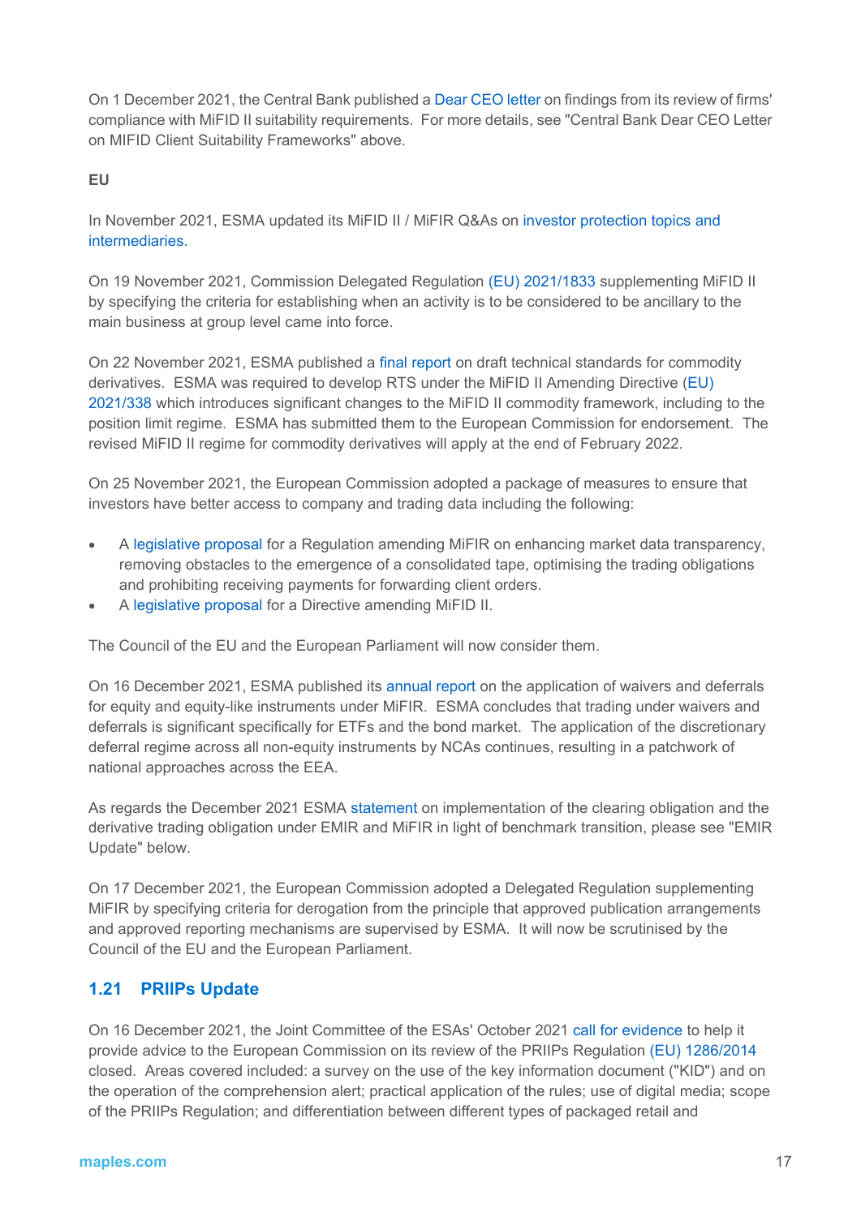On 1 December 2021, the Central Bank published a Dear CEO letter on findings from its review of firms' compliance with MiFID II suitability requirements. For more details, see "Central Bank Dear CEO Letter on MIFID Client Suitability Frameworks" above.

**EU**

In November 2021, ESMA updated its MiFID II / MiFIR Q&As on investor protection topics and intermediaries.

On 19 November 2021, Commission Delegated Regulation (EU) 2021/1833 supplementing MiFID II by specifying the criteria for establishing when an activity is to be considered to be ancillary to the main business at group level came into force.

On 22 November 2021, ESMA published a final report on draft technical standards for commodity derivatives. ESMA was required to develop RTS under the MiFID II Amending Directive (EU) 2021/338 which introduces significant changes to the MiFID II commodity framework, including to the position limit regime. ESMA has submitted them to the European Commission for endorsement. The revised MiFID II regime for commodity derivatives will apply at the end of February 2022.

On 25 November 2021, the European Commission adopted a package of measures to ensure that investors have better access to company and trading data including the following:

- A legislative proposal for a Regulation amending MiFIR on enhancing market data transparency, removing obstacles to the emergence of a consolidated tape, optimising the trading obligations and prohibiting receiving payments for forwarding client orders.
- A legislative proposal for a Directive amending MiFID II.

The Council of the EU and the European Parliament will now consider them.

On 16 December 2021, ESMA published its annual report on the application of waivers and deferrals for equity and equity-like instruments under MiFIR. ESMA concludes that trading under waivers and deferrals is significant specifically for ETFs and the bond market. The application of the discretionary deferral regime across all non-equity instruments by NCAs continues, resulting in a patchwork of national approaches across the EEA.

As regards the December 2021 ESMA statement on implementation of the clearing obligation and the derivative trading obligation under EMIR and MiFIR in light of benchmark transition, please see "EMIR Update" below.

On 17 December 2021, the European Commission adopted a Delegated Regulation supplementing MiFIR by specifying criteria for derogation from the principle that approved publication arrangements and approved reporting mechanisms are supervised by ESMA. It will now be scrutinised by the Council of the EU and the European Parliament.

## 1.21 PRIIPs Update

On 16 December 2021, the Joint Committee of the ESAs' October 2021 call for evidence to help it provide advice to the European Commission on its review of the PRIIPs Regulation (EU) 1286/2014 closed. Areas covered included: a survey on the use of the key information document ("KID") and on the operation of the comprehension alert; practical application of the rules; use of digital media; scope of the PRIIPs Regulation; and differentiation between different types of packaged retail and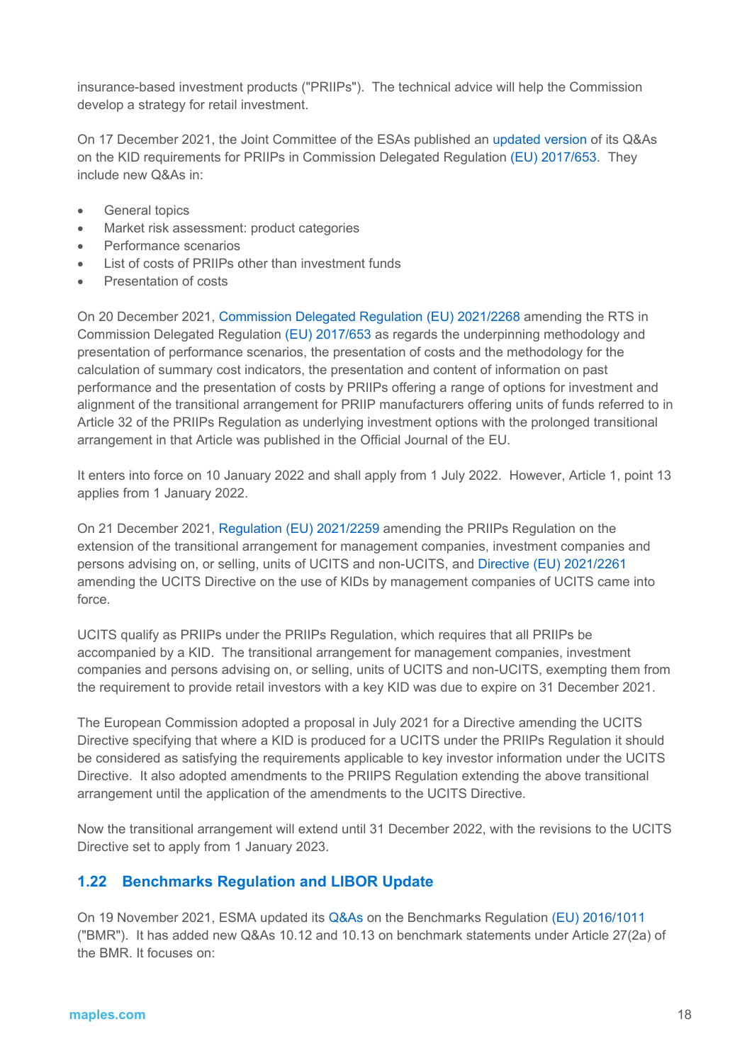insurance-based investment products ("PRIIPs"). The technical advice will help the Commission develop a strategy for retail investment.

On 17 December 2021, the Joint Committee of the ESAs published an updated version of its Q&As on the KID requirements for PRIIPs in Commission Delegated Regulation (EU) 2017/653. They include new Q&As in:

- General topics
- Market risk assessment: product categories
- Performance scenarios
- List of costs of PRIIPs other than investment funds
- Presentation of costs

On 20 December 2021, Commission Delegated Regulation (EU) 2021/2268 amending the RTS in Commission Delegated Regulation (EU) 2017/653 as regards the underpinning methodology and presentation of performance scenarios, the presentation of costs and the methodology for the calculation of summary cost indicators, the presentation and content of information on past performance and the presentation of costs by PRIIPs offering a range of options for investment and alignment of the transitional arrangement for PRIIP manufacturers offering units of funds referred to in Article 32 of the PRIIPs Regulation as underlying investment options with the prolonged transitional arrangement in that Article was published in the Official Journal of the EU.

It enters into force on 10 January 2022 and shall apply from 1 July 2022. However, Article 1, point 13 applies from 1 January 2022.

On 21 December 2021, Regulation (EU) 2021/2259 amending the PRIIPs Regulation on the extension of the transitional arrangement for management companies, investment companies and persons advising on, or selling, units of UCITS and non-UCITS, and Directive (EU) 2021/2261 amending the UCITS Directive on the use of KIDs by management companies of UCITS came into force.

UCITS qualify as PRIIPs under the PRIIPs Regulation, which requires that all PRIIPs be accompanied by a KID. The transitional arrangement for management companies, investment companies and persons advising on, or selling, units of UCITS and non-UCITS, exempting them from the requirement to provide retail investors with a key KID was due to expire on 31 December 2021.

The European Commission adopted a proposal in July 2021 for a Directive amending the UCITS Directive specifying that where a KID is produced for a UCITS under the PRIIPs Regulation it should be considered as satisfying the requirements applicable to key investor information under the UCITS Directive. It also adopted amendments to the PRIIPS Regulation extending the above transitional arrangement until the application of the amendments to the UCITS Directive.

Now the transitional arrangement will extend until 31 December 2022, with the revisions to the UCITS Directive set to apply from 1 January 2023.

## 1.22 Benchmarks Regulation and LIBOR Update

On 19 November 2021, ESMA updated its Q&As on the Benchmarks Regulation (EU) 2016/1011 ("BMR"). It has added new Q&As 10.12 and 10.13 on benchmark statements under Article 27(2a) of the BMR. It focuses on: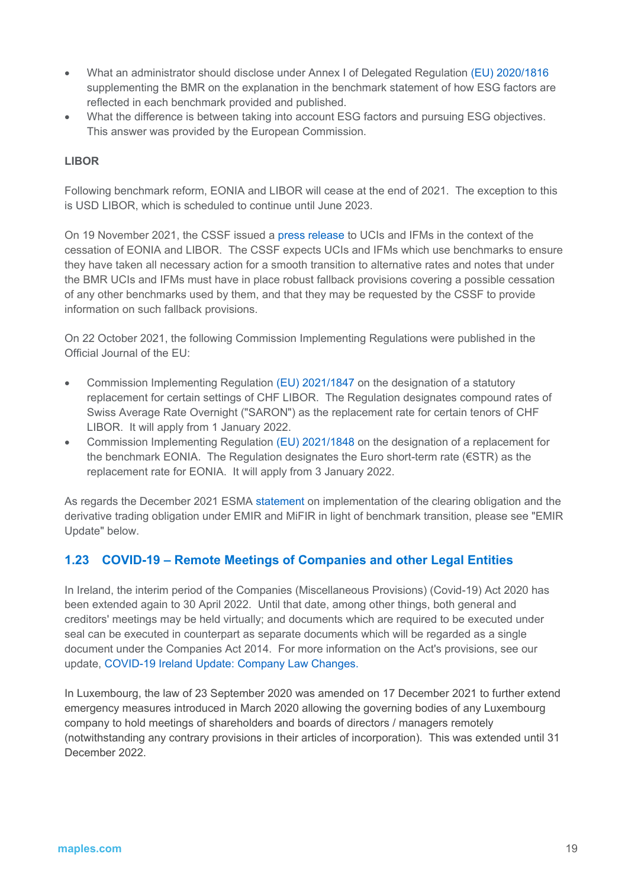- What an administrator should disclose under Annex I of Delegated Regulation (EU) 2020/1816 supplementing the BMR on the explanation in the benchmark statement of how ESG factors are reflected in each benchmark provided and published.
- What the difference is between taking into account ESG factors and pursuing ESG objectives. This answer was provided by the European Commission.

**LIBOR**

Following benchmark reform, EONIA and LIBOR will cease at the end of 2021. The exception to this is USD LIBOR, which is scheduled to continue until June 2023.

On 19 November 2021, the CSSF issued a press release to UCIs and IFMs in the context of the cessation of EONIA and LIBOR. The CSSF expects UCIs and IFMs which use benchmarks to ensure they have taken all necessary action for a smooth transition to alternative rates and notes that under the BMR UCIs and IFMs must have in place robust fallback provisions covering a possible cessation of any other benchmarks used by them, and that they may be requested by the CSSF to provide information on such fallback provisions.

On 22 October 2021, the following Commission Implementing Regulations were published in the Official Journal of the EU:

- Commission Implementing Regulation (EU) 2021/1847 on the designation of a statutory replacement for certain settings of CHF LIBOR. The Regulation designates compound rates of Swiss Average Rate Overnight ("SARON") as the replacement rate for certain tenors of CHF LIBOR. It will apply from 1 January 2022.
- Commission Implementing Regulation (EU) 2021/1848 on the designation of a replacement for the benchmark EONIA. The Regulation designates the Euro short-term rate (€STR) as the replacement rate for EONIA. It will apply from 3 January 2022.

As regards the December 2021 ESMA statement on implementation of the clearing obligation and the derivative trading obligation under EMIR and MiFIR in light of benchmark transition, please see "EMIR Update" below.

## 1.23 COVID-19 – Remote Meetings of Companies and other Legal Entities

In Ireland, the interim period of the Companies (Miscellaneous Provisions) (Covid-19) Act 2020 has been extended again to 30 April 2022. Until that date, among other things, both general and creditors' meetings may be held virtually; and documents which are required to be executed under seal can be executed in counterpart as separate documents which will be regarded as a single document under the Companies Act 2014. For more information on the Act's provisions, see our update, COVID-19 Ireland Update: Company Law Changes.

In Luxembourg, the law of 23 September 2020 was amended on 17 December 2021 to further extend emergency measures introduced in March 2020 allowing the governing bodies of any Luxembourg company to hold meetings of shareholders and boards of directors / managers remotely (notwithstanding any contrary provisions in their articles of incorporation). This was extended until 31 December 2022.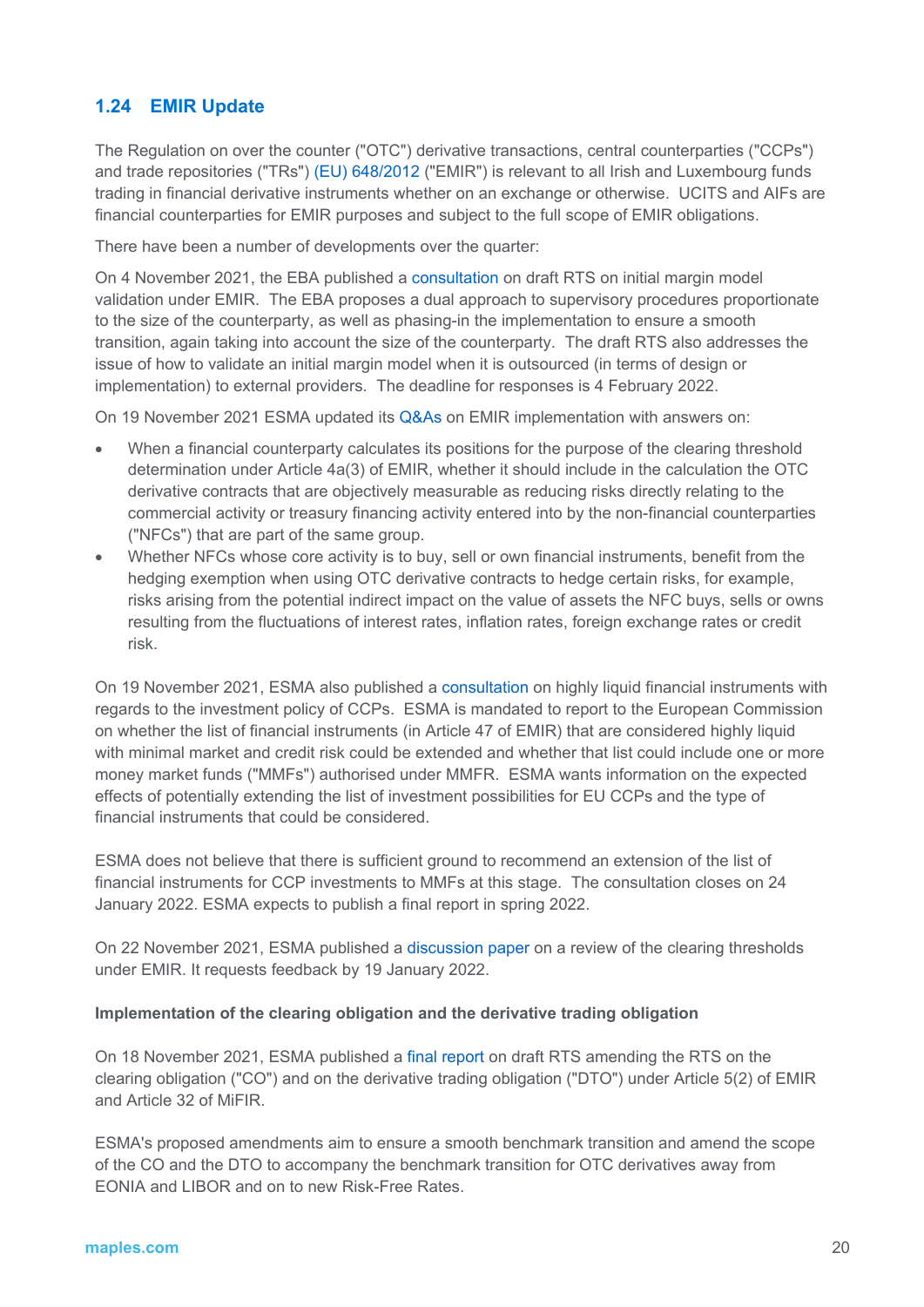## 1.24 EMIR Update

The Regulation on over the counter ("OTC") derivative transactions, central counterparties ("CCPs") and trade repositories ("TRs") (EU) 648/2012 ("EMIR") is relevant to all Irish and Luxembourg funds trading in financial derivative instruments whether on an exchange or otherwise. UCITS and AIFs are financial counterparties for EMIR purposes and subject to the full scope of EMIR obligations.

There have been a number of developments over the quarter:

On 4 November 2021, the EBA published a consultation on draft RTS on initial margin model validation under EMIR. The EBA proposes a dual approach to supervisory procedures proportionate to the size of the counterparty, as well as phasing-in the implementation to ensure a smooth transition, again taking into account the size of the counterparty. The draft RTS also addresses the issue of how to validate an initial margin model when it is outsourced (in terms of design or implementation) to external providers. The deadline for responses is 4 February 2022.

On 19 November 2021 ESMA updated its Q&As on EMIR implementation with answers on:

- When a financial counterparty calculates its positions for the purpose of the clearing threshold determination under Article 4a(3) of EMIR, whether it should include in the calculation the OTC derivative contracts that are objectively measurable as reducing risks directly relating to the commercial activity or treasury financing activity entered into by the non-financial counterparties ("NFCs") that are part of the same group.
- Whether NFCs whose core activity is to buy, sell or own financial instruments, benefit from the hedging exemption when using OTC derivative contracts to hedge certain risks, for example, risks arising from the potential indirect impact on the value of assets the NFC buys, sells or owns resulting from the fluctuations of interest rates, inflation rates, foreign exchange rates or credit risk.

On 19 November 2021, ESMA also published a consultation on highly liquid financial instruments with regards to the investment policy of CCPs. ESMA is mandated to report to the European Commission on whether the list of financial instruments (in Article 47 of EMIR) that are considered highly liquid with minimal market and credit risk could be extended and whether that list could include one or more money market funds ("MMFs") authorised under MMFR. ESMA wants information on the expected effects of potentially extending the list of investment possibilities for EU CCPs and the type of financial instruments that could be considered.

ESMA does not believe that there is sufficient ground to recommend an extension of the list of financial instruments for CCP investments to MMFs at this stage. The consultation closes on 24 January 2022. ESMA expects to publish a final report in spring 2022.

On 22 November 2021, ESMA published a discussion paper on a review of the clearing thresholds under EMIR. It requests feedback by 19 January 2022.

**Implementation of the clearing obligation and the derivative trading obligation**

On 18 November 2021, ESMA published a final report on draft RTS amending the RTS on the clearing obligation ("CO") and on the derivative trading obligation ("DTO") under Article 5(2) of EMIR and Article 32 of MiFIR.

ESMA's proposed amendments aim to ensure a smooth benchmark transition and amend the scope of the CO and the DTO to accompany the benchmark transition for OTC derivatives away from EONIA and LIBOR and on to new Risk-Free Rates.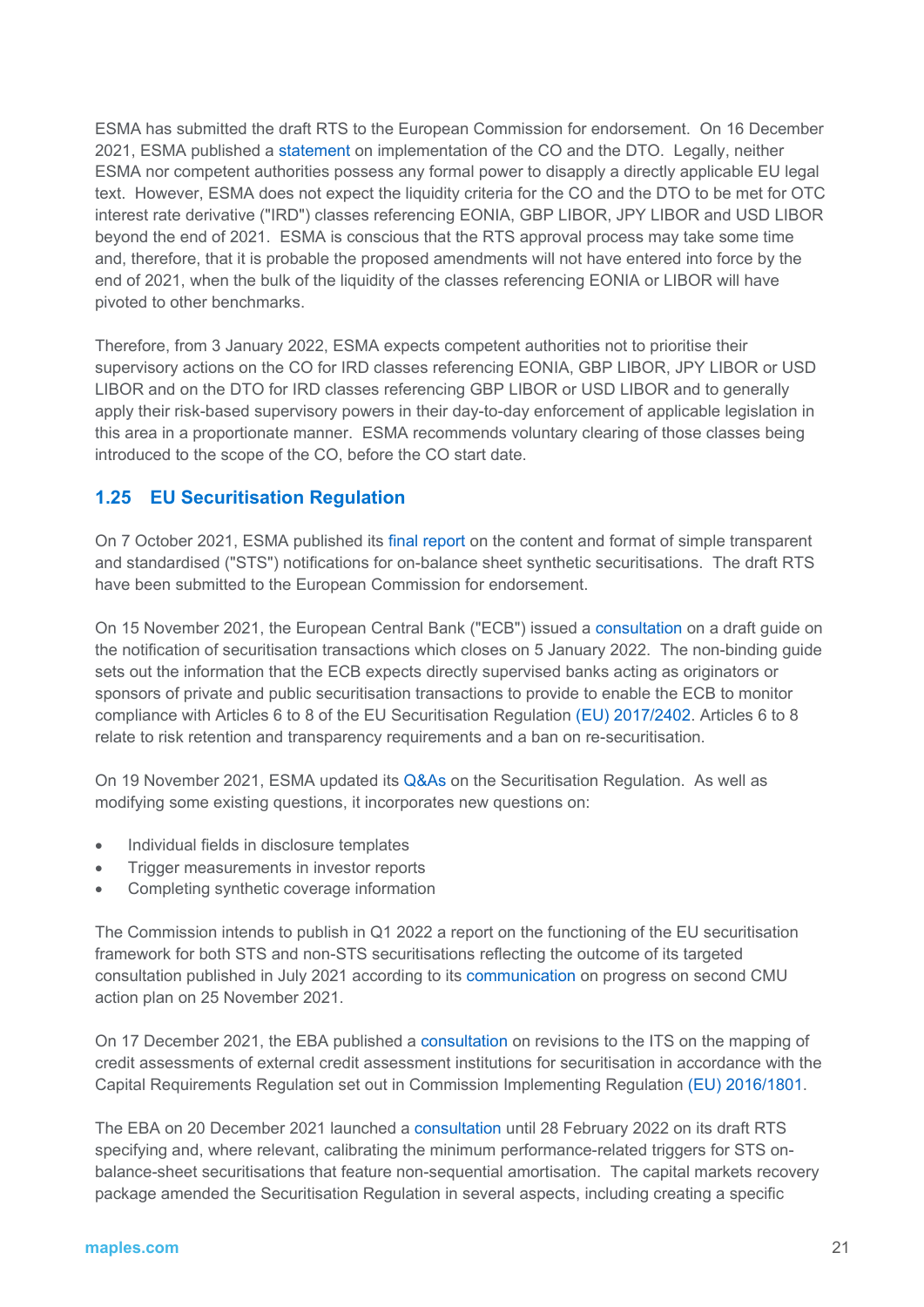ESMA has submitted the draft RTS to the European Commission for endorsement. On 16 December 2021, ESMA published a statement on implementation of the CO and the DTO. Legally, neither ESMA nor competent authorities possess any formal power to disapply a directly applicable EU legal text. However, ESMA does not expect the liquidity criteria for the CO and the DTO to be met for OTC interest rate derivative ("IRD") classes referencing EONIA, GBP LIBOR, JPY LIBOR and USD LIBOR beyond the end of 2021. ESMA is conscious that the RTS approval process may take some time and, therefore, that it is probable the proposed amendments will not have entered into force by the end of 2021, when the bulk of the liquidity of the classes referencing EONIA or LIBOR will have pivoted to other benchmarks.

Therefore, from 3 January 2022, ESMA expects competent authorities not to prioritise their supervisory actions on the CO for IRD classes referencing EONIA, GBP LIBOR, JPY LIBOR or USD LIBOR and on the DTO for IRD classes referencing GBP LIBOR or USD LIBOR and to generally apply their risk-based supervisory powers in their day-to-day enforcement of applicable legislation in this area in a proportionate manner. ESMA recommends voluntary clearing of those classes being introduced to the scope of the CO, before the CO start date.

## 1.25 EU Securitisation Regulation

On 7 October 2021, ESMA published its final report on the content and format of simple transparent and standardised ("STS") notifications for on-balance sheet synthetic securitisations. The draft RTS have been submitted to the European Commission for endorsement.

On 15 November 2021, the European Central Bank ("ECB") issued a consultation on a draft guide on the notification of securitisation transactions which closes on 5 January 2022. The non-binding guide sets out the information that the ECB expects directly supervised banks acting as originators or sponsors of private and public securitisation transactions to provide to enable the ECB to monitor compliance with Articles 6 to 8 of the EU Securitisation Regulation (EU) 2017/2402. Articles 6 to 8 relate to risk retention and transparency requirements and a ban on re-securitisation.

On 19 November 2021, ESMA updated its Q&As on the Securitisation Regulation. As well as modifying some existing questions, it incorporates new questions on:

- Individual fields in disclosure templates
- Trigger measurements in investor reports
- Completing synthetic coverage information

The Commission intends to publish in Q1 2022 a report on the functioning of the EU securitisation framework for both STS and non-STS securitisations reflecting the outcome of its targeted consultation published in July 2021 according to its communication on progress on second CMU action plan on 25 November 2021.

On 17 December 2021, the EBA published a consultation on revisions to the ITS on the mapping of credit assessments of external credit assessment institutions for securitisation in accordance with the Capital Requirements Regulation set out in Commission Implementing Regulation (EU) 2016/1801.

The EBA on 20 December 2021 launched a consultation until 28 February 2022 on its draft RTS specifying and, where relevant, calibrating the minimum performance-related triggers for STS on-balance-sheet securitisations that feature non-sequential amortisation. The capital markets recovery package amended the Securitisation Regulation in several aspects, including creating a specific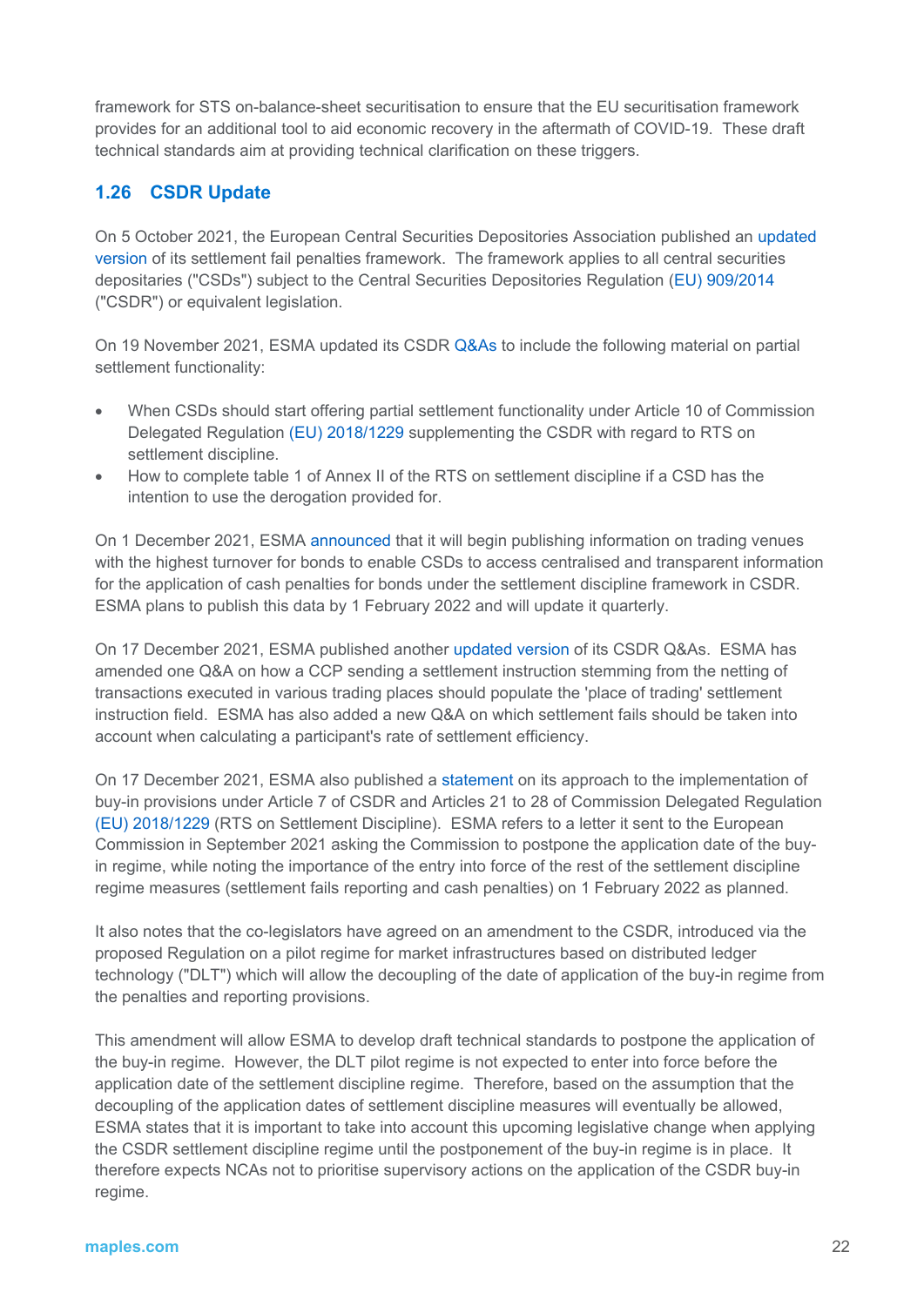framework for STS on-balance-sheet securitisation to ensure that the EU securitisation framework provides for an additional tool to aid economic recovery in the aftermath of COVID-19. These draft technical standards aim at providing technical clarification on these triggers.

## 1.26 CSDR Update

On 5 October 2021, the European Central Securities Depositories Association published an updated version of its settlement fail penalties framework. The framework applies to all central securities depositaries ("CSDs") subject to the Central Securities Depositories Regulation (EU) 909/2014 ("CSDR") or equivalent legislation.

On 19 November 2021, ESMA updated its CSDR Q&As to include the following material on partial settlement functionality:

- When CSDs should start offering partial settlement functionality under Article 10 of Commission Delegated Regulation (EU) 2018/1229 supplementing the CSDR with regard to RTS on settlement discipline.
- How to complete table 1 of Annex II of the RTS on settlement discipline if a CSD has the intention to use the derogation provided for.

On 1 December 2021, ESMA announced that it will begin publishing information on trading venues with the highest turnover for bonds to enable CSDs to access centralised and transparent information for the application of cash penalties for bonds under the settlement discipline framework in CSDR. ESMA plans to publish this data by 1 February 2022 and will update it quarterly.

On 17 December 2021, ESMA published another updated version of its CSDR Q&As. ESMA has amended one Q&A on how a CCP sending a settlement instruction stemming from the netting of transactions executed in various trading places should populate the 'place of trading' settlement instruction field. ESMA has also added a new Q&A on which settlement fails should be taken into account when calculating a participant's rate of settlement efficiency.

On 17 December 2021, ESMA also published a statement on its approach to the implementation of buy-in provisions under Article 7 of CSDR and Articles 21 to 28 of Commission Delegated Regulation (EU) 2018/1229 (RTS on Settlement Discipline). ESMA refers to a letter it sent to the European Commission in September 2021 asking the Commission to postpone the application date of the buy-in regime, while noting the importance of the entry into force of the rest of the settlement discipline regime measures (settlement fails reporting and cash penalties) on 1 February 2022 as planned.

It also notes that the co-legislators have agreed on an amendment to the CSDR, introduced via the proposed Regulation on a pilot regime for market infrastructures based on distributed ledger technology ("DLT") which will allow the decoupling of the date of application of the buy-in regime from the penalties and reporting provisions.

This amendment will allow ESMA to develop draft technical standards to postpone the application of the buy-in regime. However, the DLT pilot regime is not expected to enter into force before the application date of the settlement discipline regime. Therefore, based on the assumption that the decoupling of the application dates of settlement discipline measures will eventually be allowed, ESMA states that it is important to take into account this upcoming legislative change when applying the CSDR settlement discipline regime until the postponement of the buy-in regime is in place. It therefore expects NCAs not to prioritise supervisory actions on the application of the CSDR buy-in regime.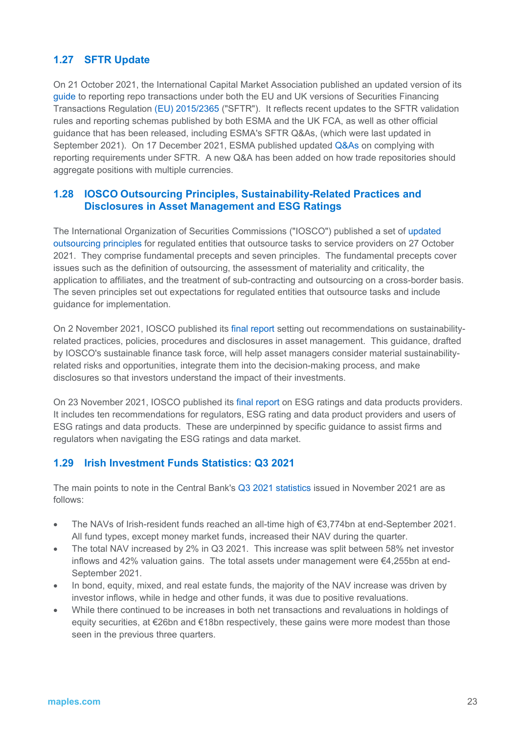## 1.27 SFTR Update

On 21 October 2021, the International Capital Market Association published an updated version of its guide to reporting repo transactions under both the EU and UK versions of Securities Financing Transactions Regulation (EU) 2015/2365 ("SFTR"). It reflects recent updates to the SFTR validation rules and reporting schemas published by both ESMA and the UK FCA, as well as other official guidance that has been released, including ESMA's SFTR Q&As, (which were last updated in September 2021). On 17 December 2021, ESMA published updated Q&As on complying with reporting requirements under SFTR. A new Q&A has been added on how trade repositories should aggregate positions with multiple currencies.

## 1.28 IOSCO Outsourcing Principles, Sustainability-Related Practices and Disclosures in Asset Management and ESG Ratings

The International Organization of Securities Commissions ("IOSCO") published a set of updated outsourcing principles for regulated entities that outsource tasks to service providers on 27 October 2021. They comprise fundamental precepts and seven principles. The fundamental precepts cover issues such as the definition of outsourcing, the assessment of materiality and criticality, the application to affiliates, and the treatment of sub-contracting and outsourcing on a cross-border basis. The seven principles set out expectations for regulated entities that outsource tasks and include guidance for implementation.

On 2 November 2021, IOSCO published its final report setting out recommendations on sustainability-related practices, policies, procedures and disclosures in asset management. This guidance, drafted by IOSCO's sustainable finance task force, will help asset managers consider material sustainability-related risks and opportunities, integrate them into the decision-making process, and make disclosures so that investors understand the impact of their investments.

On 23 November 2021, IOSCO published its final report on ESG ratings and data products providers. It includes ten recommendations for regulators, ESG rating and data product providers and users of ESG ratings and data products. These are underpinned by specific guidance to assist firms and regulators when navigating the ESG ratings and data market.

## 1.29 Irish Investment Funds Statistics: Q3 2021

The main points to note in the Central Bank's Q3 2021 statistics issued in November 2021 are as follows:

- The NAVs of Irish-resident funds reached an all-time high of €3,774bn at end-September 2021. All fund types, except money market funds, increased their NAV during the quarter.
- The total NAV increased by 2% in Q3 2021. This increase was split between 58% net investor inflows and 42% valuation gains. The total assets under management were €4,255bn at end-September 2021.
- In bond, equity, mixed, and real estate funds, the majority of the NAV increase was driven by investor inflows, while in hedge and other funds, it was due to positive revaluations.
- While there continued to be increases in both net transactions and revaluations in holdings of equity securities, at €26bn and €18bn respectively, these gains were more modest than those seen in the previous three quarters.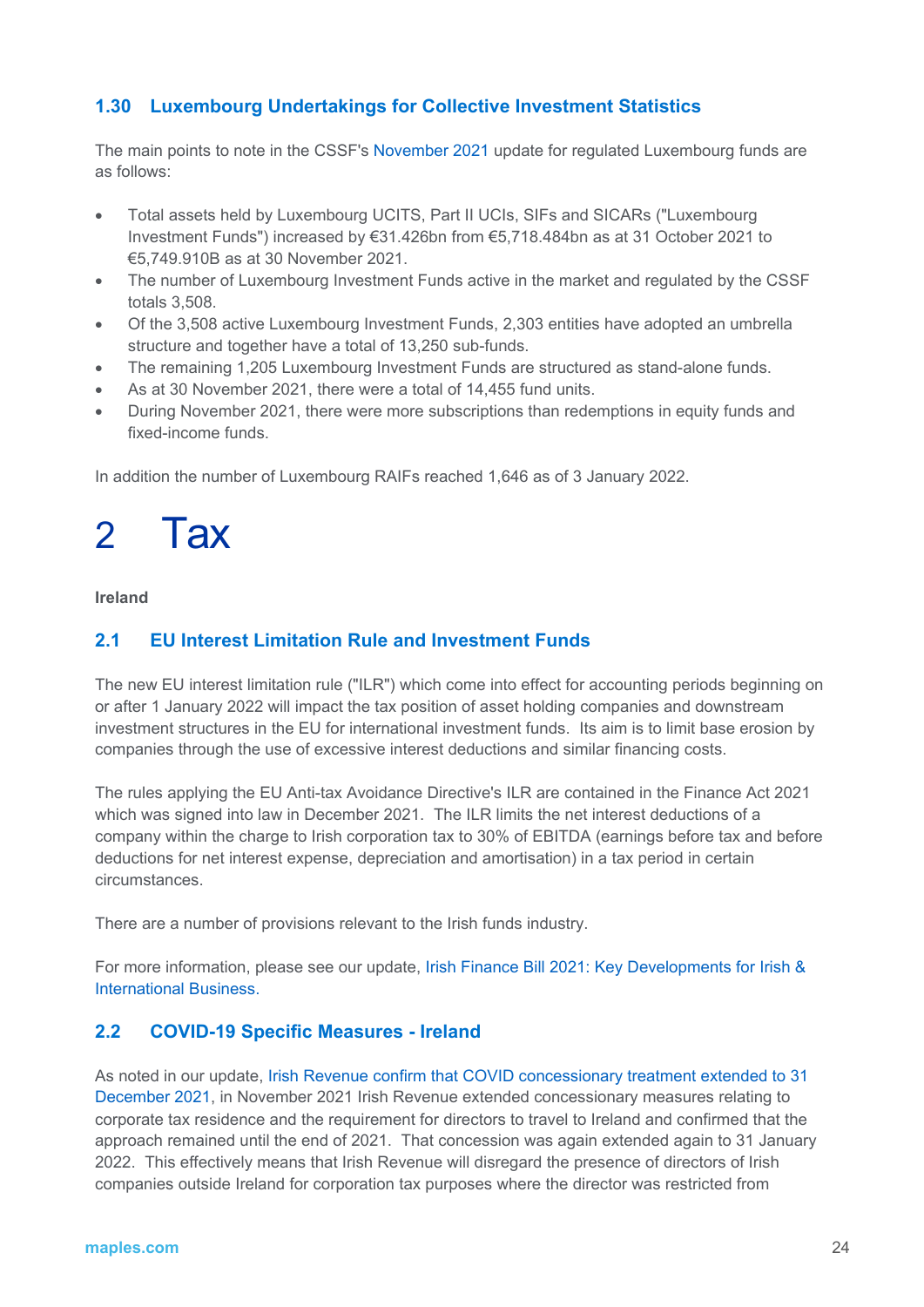### 1.30 Luxembourg Undertakings for Collective Investment Statistics

The main points to note in the CSSF's November 2021 update for regulated Luxembourg funds are as follows:

- Total assets held by Luxembourg UCITS, Part II UCIs, SIFs and SICARs ("Luxembourg Investment Funds") increased by €31.426bn from €5,718.484bn as at 31 October 2021 to €5,749.910B as at 30 November 2021.
- The number of Luxembourg Investment Funds active in the market and regulated by the CSSF totals 3,508.
- Of the 3,508 active Luxembourg Investment Funds, 2,303 entities have adopted an umbrella structure and together have a total of 13,250 sub-funds.
- The remaining 1,205 Luxembourg Investment Funds are structured as stand-alone funds.
- As at 30 November 2021, there were a total of 14,455 fund units.
- During November 2021, there were more subscriptions than redemptions in equity funds and fixed-income funds.

In addition the number of Luxembourg RAIFs reached 1,646 as of 3 January 2022.

# 2 Tax

**Ireland**

### 2.1 EU Interest Limitation Rule and Investment Funds

The new EU interest limitation rule ("ILR") which come into effect for accounting periods beginning on or after 1 January 2022 will impact the tax position of asset holding companies and downstream investment structures in the EU for international investment funds. Its aim is to limit base erosion by companies through the use of excessive interest deductions and similar financing costs.

The rules applying the EU Anti-tax Avoidance Directive's ILR are contained in the Finance Act 2021 which was signed into law in December 2021. The ILR limits the net interest deductions of a company within the charge to Irish corporation tax to 30% of EBITDA (earnings before tax and before deductions for net interest expense, depreciation and amortisation) in a tax period in certain circumstances.

There are a number of provisions relevant to the Irish funds industry.

For more information, please see our update, Irish Finance Bill 2021: Key Developments for Irish & International Business.

### 2.2 COVID-19 Specific Measures - Ireland

As noted in our update, Irish Revenue confirm that COVID concessionary treatment extended to 31 December 2021, in November 2021 Irish Revenue extended concessionary measures relating to corporate tax residence and the requirement for directors to travel to Ireland and confirmed that the approach remained until the end of 2021. That concession was again extended again to 31 January 2022. This effectively means that Irish Revenue will disregard the presence of directors of Irish companies outside Ireland for corporation tax purposes where the director was restricted from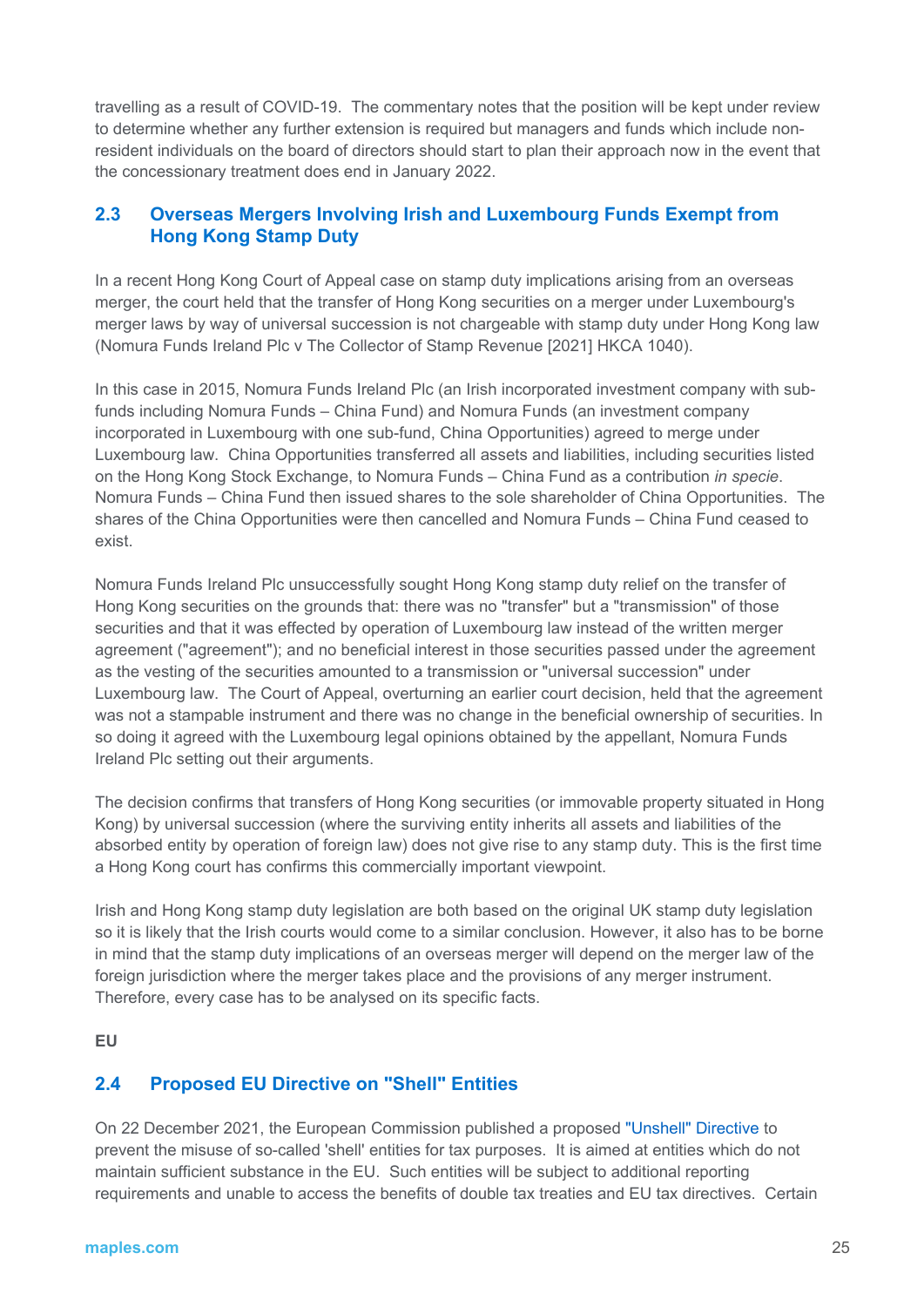travelling as a result of COVID-19. The commentary notes that the position will be kept under review to determine whether any further extension is required but managers and funds which include non-resident individuals on the board of directors should start to plan their approach now in the event that the concessionary treatment does end in January 2022.

## 2.3 Overseas Mergers Involving Irish and Luxembourg Funds Exempt from Hong Kong Stamp Duty

In a recent Hong Kong Court of Appeal case on stamp duty implications arising from an overseas merger, the court held that the transfer of Hong Kong securities on a merger under Luxembourg's merger laws by way of universal succession is not chargeable with stamp duty under Hong Kong law (Nomura Funds Ireland Plc v The Collector of Stamp Revenue [2021] HKCA 1040).

In this case in 2015, Nomura Funds Ireland Plc (an Irish incorporated investment company with sub-funds including Nomura Funds – China Fund) and Nomura Funds (an investment company incorporated in Luxembourg with one sub-fund, China Opportunities) agreed to merge under Luxembourg law. China Opportunities transferred all assets and liabilities, including securities listed on the Hong Kong Stock Exchange, to Nomura Funds – China Fund as a contribution *in specie*. Nomura Funds – China Fund then issued shares to the sole shareholder of China Opportunities. The shares of the China Opportunities were then cancelled and Nomura Funds – China Fund ceased to exist.

Nomura Funds Ireland Plc unsuccessfully sought Hong Kong stamp duty relief on the transfer of Hong Kong securities on the grounds that: there was no "transfer" but a "transmission" of those securities and that it was effected by operation of Luxembourg law instead of the written merger agreement ("agreement"); and no beneficial interest in those securities passed under the agreement as the vesting of the securities amounted to a transmission or "universal succession" under Luxembourg law. The Court of Appeal, overturning an earlier court decision, held that the agreement was not a stampable instrument and there was no change in the beneficial ownership of securities. In so doing it agreed with the Luxembourg legal opinions obtained by the appellant, Nomura Funds Ireland Plc setting out their arguments.

The decision confirms that transfers of Hong Kong securities (or immovable property situated in Hong Kong) by universal succession (where the surviving entity inherits all assets and liabilities of the absorbed entity by operation of foreign law) does not give rise to any stamp duty. This is the first time a Hong Kong court has confirms this commercially important viewpoint.

Irish and Hong Kong stamp duty legislation are both based on the original UK stamp duty legislation so it is likely that the Irish courts would come to a similar conclusion. However, it also has to be borne in mind that the stamp duty implications of an overseas merger will depend on the merger law of the foreign jurisdiction where the merger takes place and the provisions of any merger instrument. Therefore, every case has to be analysed on its specific facts.

**EU**

## 2.4 Proposed EU Directive on "Shell" Entities

On 22 December 2021, the European Commission published a proposed "Unshell" Directive to prevent the misuse of so-called 'shell' entities for tax purposes. It is aimed at entities which do not maintain sufficient substance in the EU. Such entities will be subject to additional reporting requirements and unable to access the benefits of double tax treaties and EU tax directives. Certain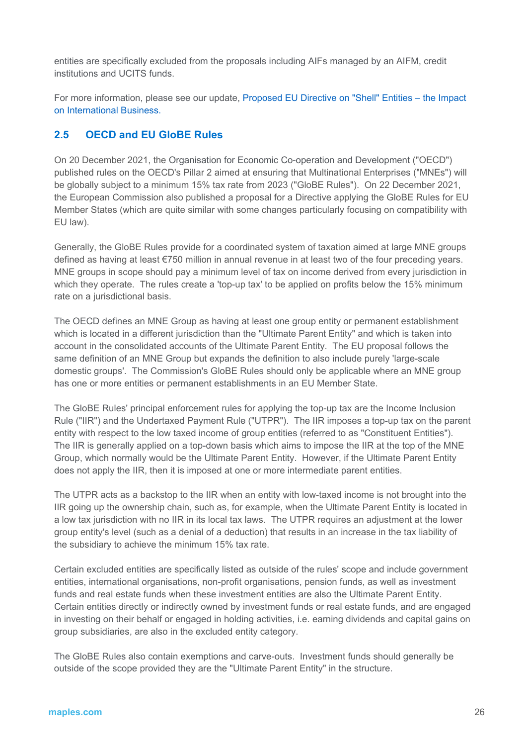entities are specifically excluded from the proposals including AIFs managed by an AIFM, credit institutions and UCITS funds.

For more information, please see our update, Proposed EU Directive on "Shell" Entities – the Impact on International Business.

## 2.5 OECD and EU GloBE Rules

On 20 December 2021, the Organisation for Economic Co-operation and Development ("OECD") published rules on the OECD's Pillar 2 aimed at ensuring that Multinational Enterprises ("MNEs") will be globally subject to a minimum 15% tax rate from 2023 ("GloBE Rules"). On 22 December 2021, the European Commission also published a proposal for a Directive applying the GloBE Rules for EU Member States (which are quite similar with some changes particularly focusing on compatibility with EU law).

Generally, the GloBE Rules provide for a coordinated system of taxation aimed at large MNE groups defined as having at least €750 million in annual revenue in at least two of the four preceding years. MNE groups in scope should pay a minimum level of tax on income derived from every jurisdiction in which they operate. The rules create a 'top-up tax' to be applied on profits below the 15% minimum rate on a jurisdictional basis.

The OECD defines an MNE Group as having at least one group entity or permanent establishment which is located in a different jurisdiction than the "Ultimate Parent Entity" and which is taken into account in the consolidated accounts of the Ultimate Parent Entity. The EU proposal follows the same definition of an MNE Group but expands the definition to also include purely 'large-scale domestic groups'. The Commission's GloBE Rules should only be applicable where an MNE group has one or more entities or permanent establishments in an EU Member State.

The GloBE Rules' principal enforcement rules for applying the top-up tax are the Income Inclusion Rule ("IIR") and the Undertaxed Payment Rule ("UTPR"). The IIR imposes a top-up tax on the parent entity with respect to the low taxed income of group entities (referred to as "Constituent Entities"). The IIR is generally applied on a top-down basis which aims to impose the IIR at the top of the MNE Group, which normally would be the Ultimate Parent Entity. However, if the Ultimate Parent Entity does not apply the IIR, then it is imposed at one or more intermediate parent entities.

The UTPR acts as a backstop to the IIR when an entity with low-taxed income is not brought into the IIR going up the ownership chain, such as, for example, when the Ultimate Parent Entity is located in a low tax jurisdiction with no IIR in its local tax laws. The UTPR requires an adjustment at the lower group entity's level (such as a denial of a deduction) that results in an increase in the tax liability of the subsidiary to achieve the minimum 15% tax rate.

Certain excluded entities are specifically listed as outside of the rules' scope and include government entities, international organisations, non-profit organisations, pension funds, as well as investment funds and real estate funds when these investment entities are also the Ultimate Parent Entity. Certain entities directly or indirectly owned by investment funds or real estate funds, and are engaged in investing on their behalf or engaged in holding activities, i.e. earning dividends and capital gains on group subsidiaries, are also in the excluded entity category.

The GloBE Rules also contain exemptions and carve-outs. Investment funds should generally be outside of the scope provided they are the "Ultimate Parent Entity" in the structure.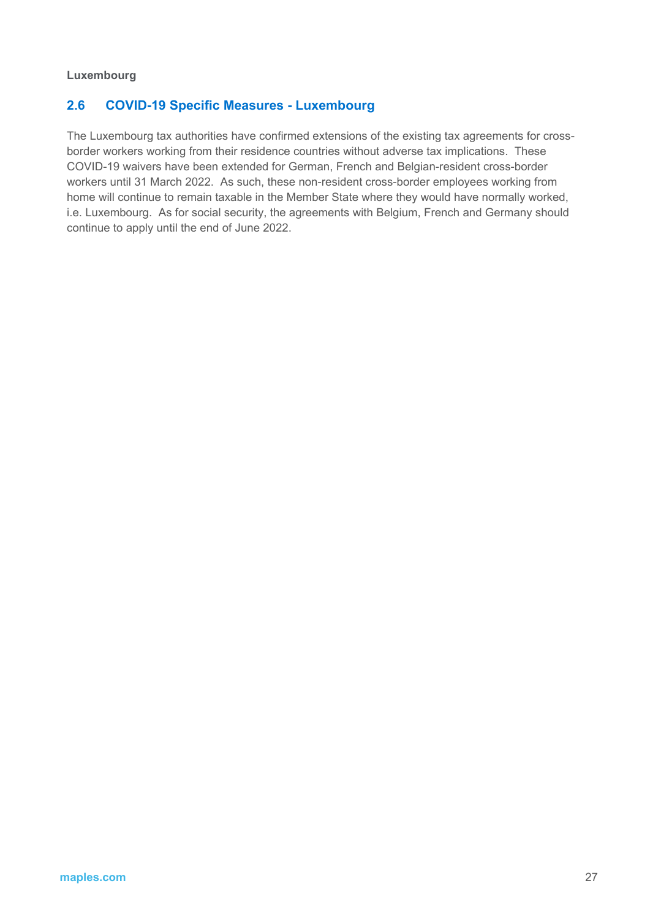**Luxembourg**

## 2.6 COVID-19 Specific Measures - Luxembourg

The Luxembourg tax authorities have confirmed extensions of the existing tax agreements for cross-border workers working from their residence countries without adverse tax implications. These COVID-19 waivers have been extended for German, French and Belgian-resident cross-border workers until 31 March 2022. As such, these non-resident cross-border employees working from home will continue to remain taxable in the Member State where they would have normally worked, i.e. Luxembourg. As for social security, the agreements with Belgium, French and Germany should continue to apply until the end of June 2022.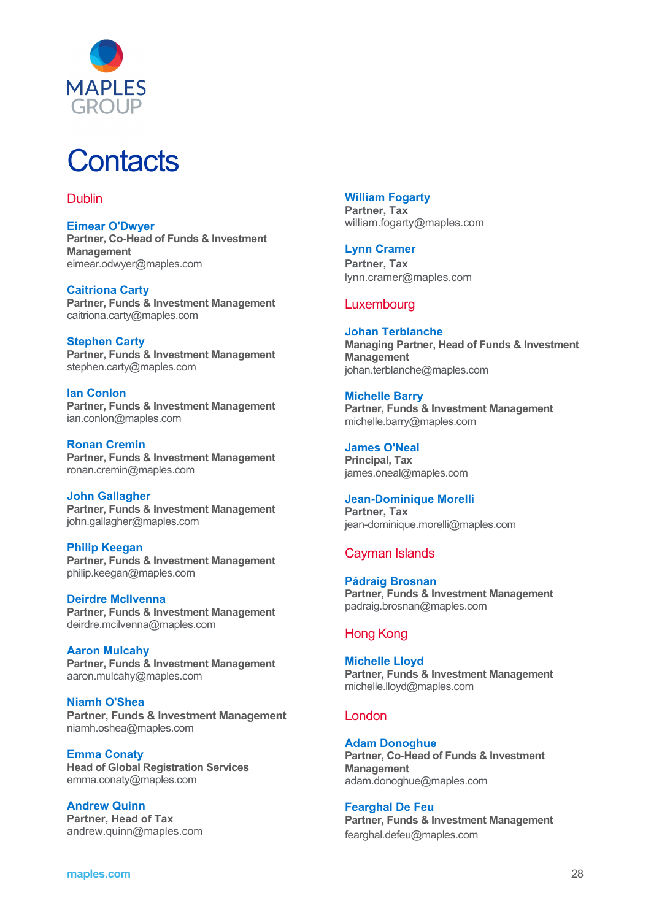MAPLES GROUP

# Contacts

## Dublin

**Eimear O'Dwyer**
**Partner, Co-Head of Funds & Investment Management**
eimear.odwyer@maples.com

**Caitriona Carty**
**Partner, Funds & Investment Management**
caitriona.carty@maples.com

**Stephen Carty**
**Partner, Funds & Investment Management**
stephen.carty@maples.com

**Ian Conlon**
**Partner, Funds & Investment Management**
ian.conlon@maples.com

**Ronan Cremin**
**Partner, Funds & Investment Management**
ronan.cremin@maples.com

**John Gallagher**
**Partner, Funds & Investment Management**
john.gallagher@maples.com

**Philip Keegan**
**Partner, Funds & Investment Management**
philip.keegan@maples.com

**Deirdre McIlvenna**
**Partner, Funds & Investment Management**
deirdre.mcilvenna@maples.com

**Aaron Mulcahy**
**Partner, Funds & Investment Management**
aaron.mulcahy@maples.com

**Niamh O'Shea**
**Partner, Funds & Investment Management**
niamh.oshea@maples.com

**Emma Conaty**
**Head of Global Registration Services**
emma.conaty@maples.com

**Andrew Quinn**
**Partner, Head of Tax**
andrew.quinn@maples.com

**William Fogarty**
**Partner, Tax**
william.fogarty@maples.com

**Lynn Cramer**
**Partner, Tax**
lynn.cramer@maples.com

## Luxembourg

**Johan Terblanche**
**Managing Partner, Head of Funds & Investment Management**
johan.terblanche@maples.com

**Michelle Barry**
**Partner, Funds & Investment Management**
michelle.barry@maples.com

**James O'Neal**
**Principal, Tax**
james.oneal@maples.com

**Jean-Dominique Morelli**
**Partner, Tax**
jean-dominique.morelli@maples.com

## Cayman Islands

**Pádraig Brosnan**
**Partner, Funds & Investment Management**
padraig.brosnan@maples.com

## Hong Kong

**Michelle Lloyd**
**Partner, Funds & Investment Management**
michelle.lloyd@maples.com

## London

**Adam Donoghue**
**Partner, Co-Head of Funds & Investment Management**
adam.donoghue@maples.com

**Fearghal De Feu**
**Partner, Funds & Investment Management**
fearghal.defeu@maples.com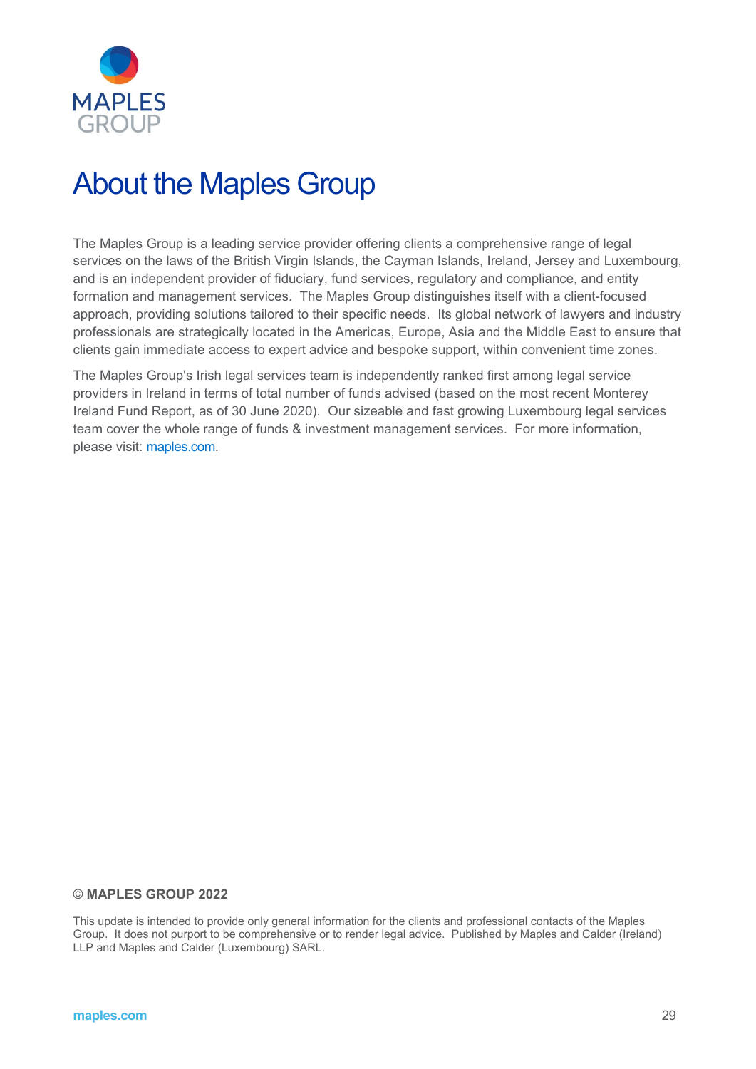# About the Maples Group

The Maples Group is a leading service provider offering clients a comprehensive range of legal services on the laws of the British Virgin Islands, the Cayman Islands, Ireland, Jersey and Luxembourg, and is an independent provider of fiduciary, fund services, regulatory and compliance, and entity formation and management services. The Maples Group distinguishes itself with a client-focused approach, providing solutions tailored to their specific needs. Its global network of lawyers and industry professionals are strategically located in the Americas, Europe, Asia and the Middle East to ensure that clients gain immediate access to expert advice and bespoke support, within convenient time zones.

The Maples Group's Irish legal services team is independently ranked first among legal service providers in Ireland in terms of total number of funds advised (based on the most recent Monterey Ireland Fund Report, as of 30 June 2020). Our sizeable and fast growing Luxembourg legal services team cover the whole range of funds & investment management services. For more information, please visit: maples.com.

**© MAPLES GROUP 2022**

This update is intended to provide only general information for the clients and professional contacts of the Maples Group. It does not purport to be comprehensive or to render legal advice. Published by Maples and Calder (Ireland) LLP and Maples and Calder (Luxembourg) SARL.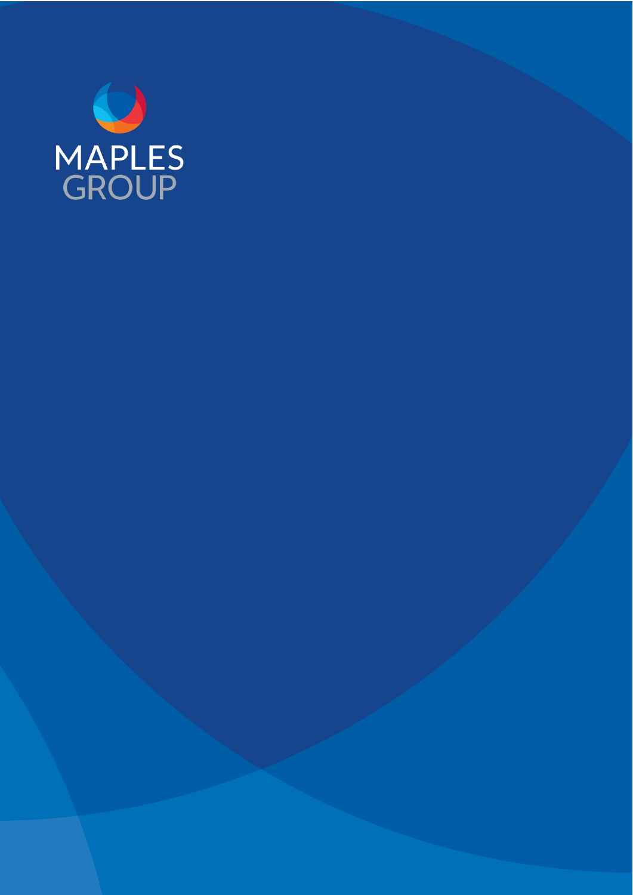MAPLES
GROUP